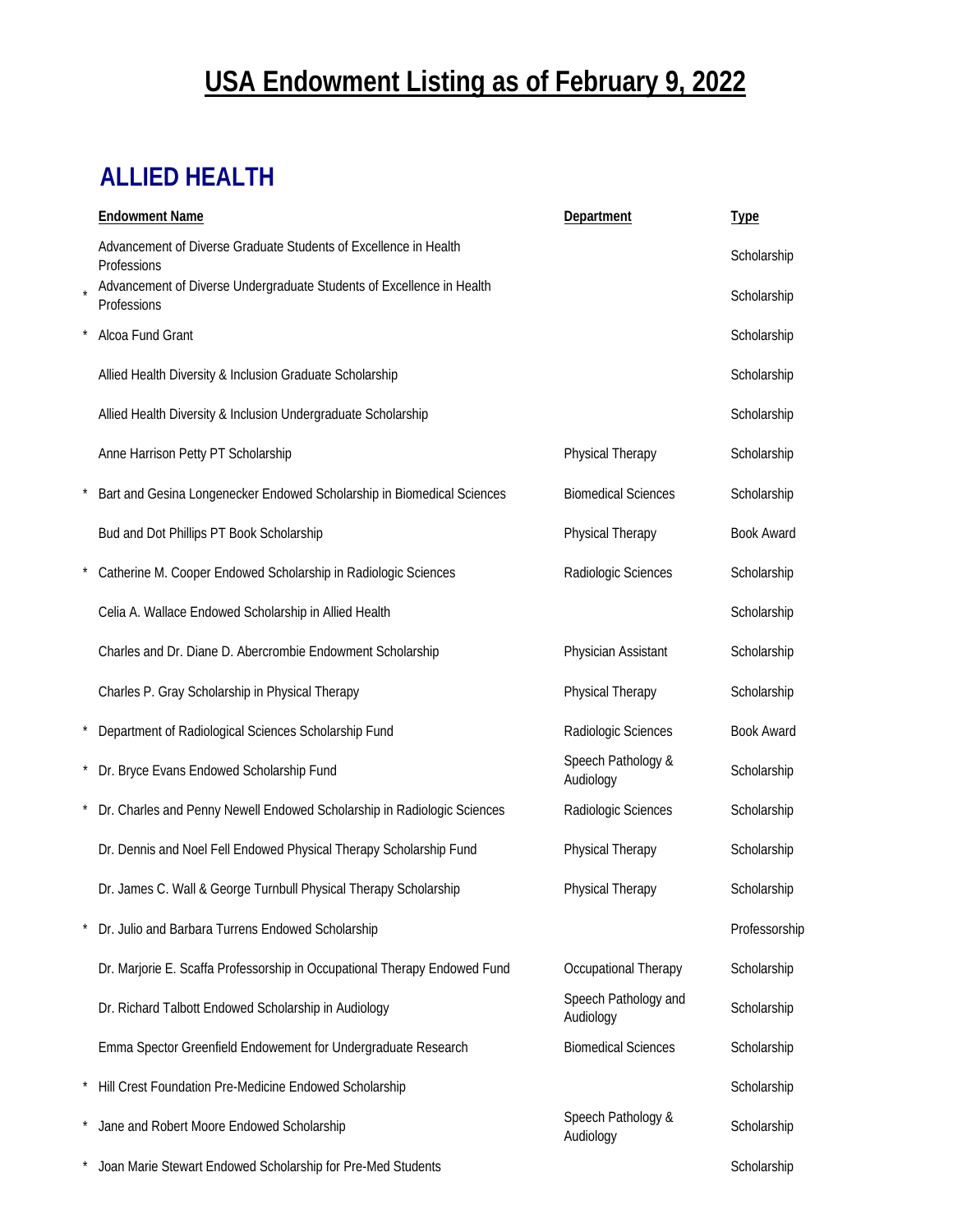# USA Endowment Listing as of February 9, 2022

## ALLIED HEALTH

| | Endowment Name | Department | Type |
|---|---|---|---|
| | Advancement of Diverse Graduate Students of Excellence in Health Professions | | Scholarship |
| * | Advancement of Diverse Undergraduate Students of Excellence in Health Professions | | Scholarship |
| * | Alcoa Fund Grant | | Scholarship |
| | Allied Health Diversity & Inclusion Graduate Scholarship | | Scholarship |
| | Allied Health Diversity & Inclusion Undergraduate Scholarship | | Scholarship |
| | Anne Harrison Petty PT Scholarship | Physical Therapy | Scholarship |
| * | Bart and Gesina Longenecker Endowed Scholarship in Biomedical Sciences | Biomedical Sciences | Scholarship |
| | Bud and Dot Phillips PT Book Scholarship | Physical Therapy | Book Award |
| * | Catherine M. Cooper Endowed Scholarship in Radiologic Sciences | Radiologic Sciences | Scholarship |
| | Celia A. Wallace Endowed Scholarship in Allied Health | | Scholarship |
| | Charles and Dr. Diane D. Abercrombie Endowment Scholarship | Physician Assistant | Scholarship |
| | Charles P. Gray Scholarship in Physical Therapy | Physical Therapy | Scholarship |
| * | Department of Radiological Sciences Scholarship Fund | Radiologic Sciences | Book Award |
| * | Dr. Bryce Evans Endowed Scholarship Fund | Speech Pathology & Audiology | Scholarship |
| * | Dr. Charles and Penny Newell Endowed Scholarship in Radiologic Sciences | Radiologic Sciences | Scholarship |
| | Dr. Dennis and Noel Fell Endowed Physical Therapy Scholarship Fund | Physical Therapy | Scholarship |
| | Dr. James C. Wall & George Turnbull Physical Therapy Scholarship | Physical Therapy | Scholarship |
| * | Dr. Julio and Barbara Turrens Endowed Scholarship | | Professorship |
| | Dr. Marjorie E. Scaffa Professorship in Occupational Therapy Endowed Fund | Occupational Therapy | Scholarship |
| | Dr. Richard Talbott Endowed Scholarship in Audiology | Speech Pathology and Audiology | Scholarship |
| | Emma Spector Greenfield Endowement for Undergraduate Research | Biomedical Sciences | Scholarship |
| * | Hill Crest Foundation Pre-Medicine Endowed Scholarship | | Scholarship |
| * | Jane and Robert Moore Endowed Scholarship | Speech Pathology & Audiology | Scholarship |
| * | Joan Marie Stewart Endowed Scholarship for Pre-Med Students | | Scholarship |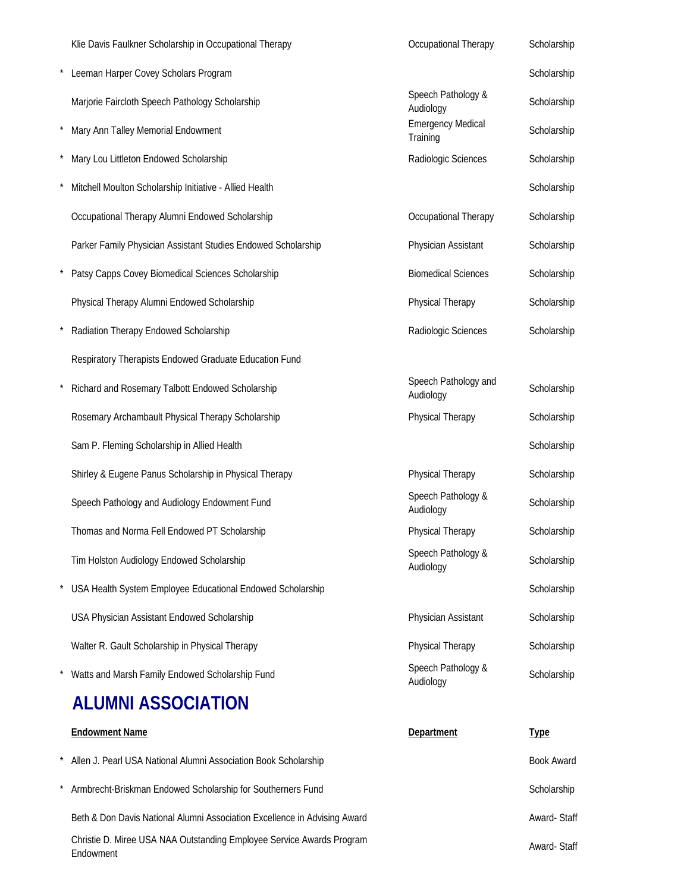| | Endowment Name | Department | Type |
|---|---|---|---|
| | Klie Davis Faulkner Scholarship in Occupational Therapy | Occupational Therapy | Scholarship |
| * | Leeman Harper Covey Scholars Program | | Scholarship |
| | Marjorie Faircloth Speech Pathology Scholarship | Speech Pathology & Audiology | Scholarship |
| * | Mary Ann Talley Memorial Endowment | Emergency Medical Training | Scholarship |
| * | Mary Lou Littleton Endowed Scholarship | Radiologic Sciences | Scholarship |
| * | Mitchell Moulton Scholarship Initiative - Allied Health | | Scholarship |
| | Occupational Therapy Alumni Endowed Scholarship | Occupational Therapy | Scholarship |
| | Parker Family Physician Assistant Studies Endowed Scholarship | Physician Assistant | Scholarship |
| * | Patsy Capps Covey Biomedical Sciences Scholarship | Biomedical Sciences | Scholarship |
| | Physical Therapy Alumni Endowed Scholarship | Physical Therapy | Scholarship |
| * | Radiation Therapy Endowed Scholarship | Radiologic Sciences | Scholarship |
| | Respiratory Therapists Endowed Graduate Education Fund | | |
| * | Richard and Rosemary Talbott Endowed Scholarship | Speech Pathology and Audiology | Scholarship |
| | Rosemary Archambault Physical Therapy Scholarship | Physical Therapy | Scholarship |
| | Sam P. Fleming Scholarship in Allied Health | | Scholarship |
| | Shirley & Eugene Panus Scholarship in Physical Therapy | Physical Therapy | Scholarship |
| | Speech Pathology and Audiology Endowment Fund | Speech Pathology & Audiology | Scholarship |
| | Thomas and Norma Fell Endowed PT Scholarship | Physical Therapy | Scholarship |
| | Tim Holston Audiology Endowed Scholarship | Speech Pathology & Audiology | Scholarship |
| * | USA Health System Employee Educational Endowed Scholarship | | Scholarship |
| | USA Physician Assistant Endowed Scholarship | Physician Assistant | Scholarship |
| | Walter R. Gault Scholarship in Physical Therapy | Physical Therapy | Scholarship |
| * | Watts and Marsh Family Endowed Scholarship Fund | Speech Pathology & Audiology | Scholarship |

## ALUMNI ASSOCIATION

| | Endowment Name | Department | Type |
|---|---|---|---|
| * | Allen J. Pearl USA National Alumni Association Book Scholarship | | Book Award |
| * | Armbrecht-Briskman Endowed Scholarship for Southerners Fund | | Scholarship |
| | Beth & Don Davis National Alumni Association Excellence in Advising Award | | Award- Staff |
| | Christie D. Miree USA NAA Outstanding Employee Service Awards Program Endowment | | Award- Staff |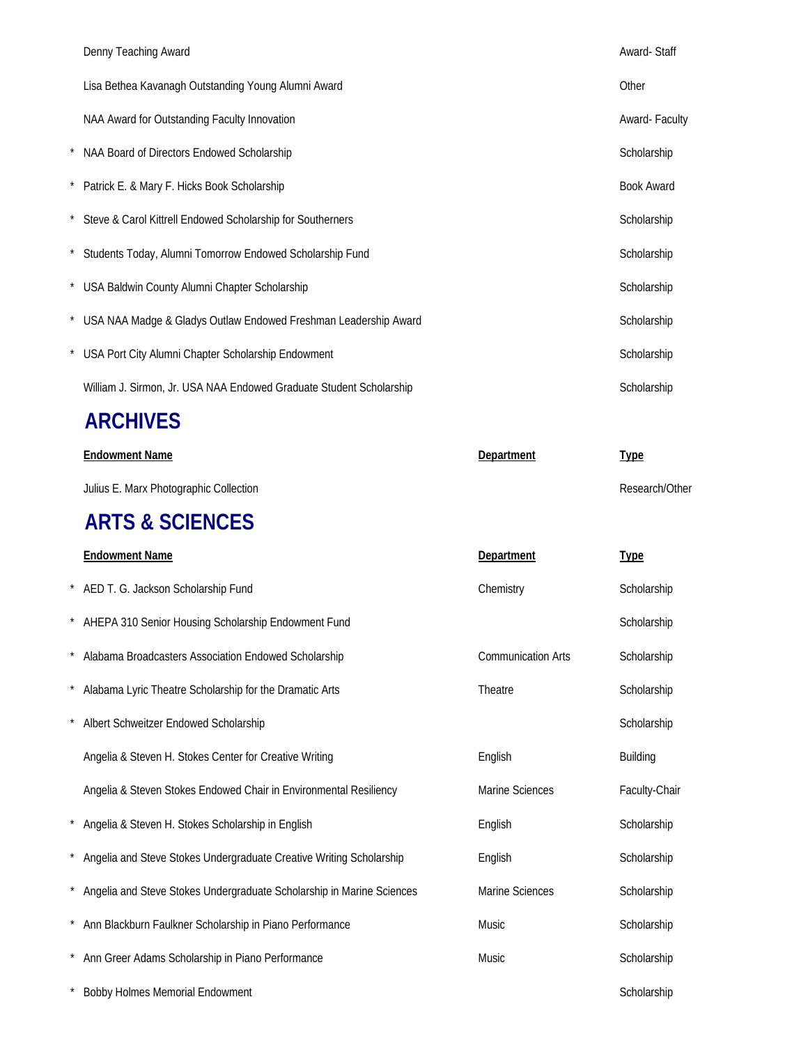| | Endowment Name | Department | Type |
|---|---|---|---|
| | Denny Teaching Award | | Award- Staff |
| | Lisa Bethea Kavanagh Outstanding Young Alumni Award | | Other |
| | NAA Award for Outstanding Faculty Innovation | | Award- Faculty |
| * | NAA Board of Directors Endowed Scholarship | | Scholarship |
| * | Patrick E. & Mary F. Hicks Book Scholarship | | Book Award |
| * | Steve & Carol Kittrell Endowed Scholarship for Southerners | | Scholarship |
| * | Students Today, Alumni Tomorrow Endowed Scholarship Fund | | Scholarship |
| * | USA Baldwin County Alumni Chapter Scholarship | | Scholarship |
| * | USA NAA Madge & Gladys Outlaw Endowed Freshman Leadership Award | | Scholarship |
| * | USA Port City Alumni Chapter Scholarship Endowment | | Scholarship |
| | William J. Sirmon, Jr. USA NAA Endowed Graduate Student Scholarship | | Scholarship |

## ARCHIVES

| | Endowment Name | Department | Type |
|---|---|---|---|
| | Julius E. Marx Photographic Collection | | Research/Other |

## ARTS & SCIENCES

| | Endowment Name | Department | Type |
|---|---|---|---|
| * | AED T. G. Jackson Scholarship Fund | Chemistry | Scholarship |
| * | AHEPA 310 Senior Housing Scholarship Endowment Fund | | Scholarship |
| * | Alabama Broadcasters Association Endowed Scholarship | Communication Arts | Scholarship |
| * | Alabama Lyric Theatre Scholarship for the Dramatic Arts | Theatre | Scholarship |
| * | Albert Schweitzer Endowed Scholarship | | Scholarship |
| | Angelia & Steven H. Stokes Center for Creative Writing | English | Building |
| | Angelia & Steven Stokes Endowed Chair in Environmental Resiliency | Marine Sciences | Faculty-Chair |
| * | Angelia & Steven H. Stokes Scholarship in English | English | Scholarship |
| * | Angelia and Steve Stokes Undergraduate Creative Writing Scholarship | English | Scholarship |
| * | Angelia and Steve Stokes Undergraduate Scholarship in Marine Sciences | Marine Sciences | Scholarship |
| * | Ann Blackburn Faulkner Scholarship in Piano Performance | Music | Scholarship |
| * | Ann Greer Adams Scholarship in Piano Performance | Music | Scholarship |
| * | Bobby Holmes Memorial Endowment | | Scholarship |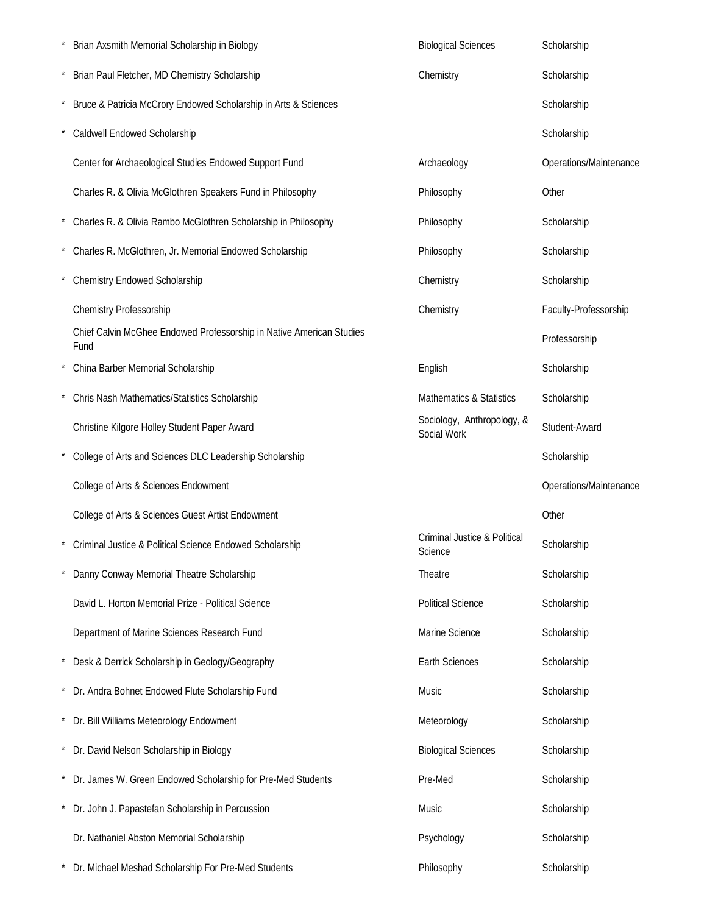| | | | |
|---|---|---|---|
| * | Brian Axsmith Memorial Scholarship in Biology | Biological Sciences | Scholarship |
| * | Brian Paul Fletcher, MD Chemistry Scholarship | Chemistry | Scholarship |
| * | Bruce & Patricia McCrory Endowed Scholarship in Arts & Sciences | | Scholarship |
| * | Caldwell Endowed Scholarship | | Scholarship |
| | Center for Archaeological Studies Endowed Support Fund | Archaeology | Operations/Maintenance |
| | Charles R. & Olivia McGlothren Speakers Fund in Philosophy | Philosophy | Other |
| * | Charles R. & Olivia Rambo McGlothren Scholarship in Philosophy | Philosophy | Scholarship |
| * | Charles R. McGlothren, Jr. Memorial Endowed Scholarship | Philosophy | Scholarship |
| * | Chemistry Endowed Scholarship | Chemistry | Scholarship |
| | Chemistry Professorship | Chemistry | Faculty-Professorship |
| | Chief Calvin McGhee Endowed Professorship in Native American Studies Fund | | Professorship |
| * | China Barber Memorial Scholarship | English | Scholarship |
| * | Chris Nash Mathematics/Statistics Scholarship | Mathematics & Statistics | Scholarship |
| | Christine Kilgore Holley Student Paper Award | Sociology, Anthropology, & Social Work | Student-Award |
| * | College of Arts and Sciences DLC Leadership Scholarship | | Scholarship |
| | College of Arts & Sciences Endowment | | Operations/Maintenance |
| | College of Arts & Sciences Guest Artist Endowment | | Other |
| * | Criminal Justice & Political Science Endowed Scholarship | Criminal Justice & Political Science | Scholarship |
| * | Danny Conway Memorial Theatre Scholarship | Theatre | Scholarship |
| | David L. Horton Memorial Prize - Political Science | Political Science | Scholarship |
| | Department of Marine Sciences Research Fund | Marine Science | Scholarship |
| * | Desk & Derrick Scholarship in Geology/Geography | Earth Sciences | Scholarship |
| * | Dr. Andra Bohnet Endowed Flute Scholarship Fund | Music | Scholarship |
| * | Dr. Bill Williams Meteorology Endowment | Meteorology | Scholarship |
| * | Dr. David Nelson Scholarship in Biology | Biological Sciences | Scholarship |
| * | Dr. James W. Green Endowed Scholarship for Pre-Med Students | Pre-Med | Scholarship |
| * | Dr. John J. Papastefan Scholarship in Percussion | Music | Scholarship |
| | Dr. Nathaniel Abston Memorial Scholarship | Psychology | Scholarship |
| * | Dr. Michael Meshad Scholarship For Pre-Med Students | Philosophy | Scholarship |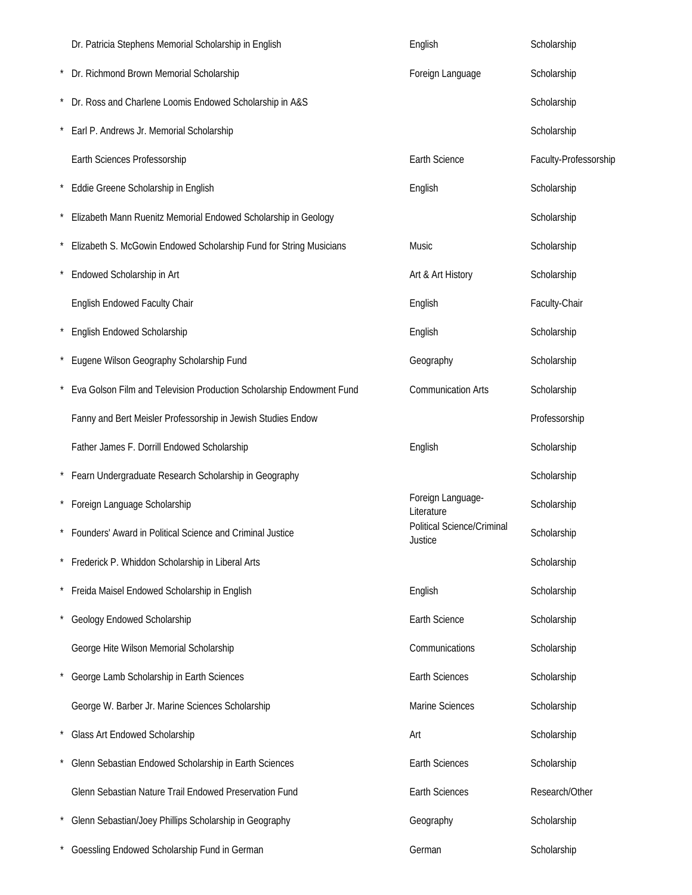| | | | |
|---|---|---|---|
| | Dr. Patricia Stephens Memorial Scholarship in English | English | Scholarship |
| * | Dr. Richmond Brown Memorial Scholarship | Foreign Language | Scholarship |
| * | Dr. Ross and Charlene Loomis Endowed Scholarship in A&S | | Scholarship |
| * | Earl P. Andrews Jr. Memorial Scholarship | | Scholarship |
| | Earth Sciences Professorship | Earth Science | Faculty-Professorship |
| * | Eddie Greene Scholarship in English | English | Scholarship |
| * | Elizabeth Mann Ruenitz Memorial Endowed Scholarship in Geology | | Scholarship |
| * | Elizabeth S. McGowin Endowed Scholarship Fund for String Musicians | Music | Scholarship |
| * | Endowed Scholarship in Art | Art & Art History | Scholarship |
| | English Endowed Faculty Chair | English | Faculty-Chair |
| * | English Endowed Scholarship | English | Scholarship |
| * | Eugene Wilson Geography Scholarship Fund | Geography | Scholarship |
| * | Eva Golson Film and Television Production Scholarship Endowment Fund | Communication Arts | Scholarship |
| | Fanny and Bert Meisler Professorship in Jewish Studies Endow | | Professorship |
| | Father James F. Dorrill Endowed Scholarship | English | Scholarship |
| * | Fearn Undergraduate Research Scholarship in Geography | | Scholarship |
| * | Foreign Language Scholarship | Foreign Language-Literature | Scholarship |
| * | Founders' Award in Political Science and Criminal Justice | Political Science/Criminal Justice | Scholarship |
| * | Frederick P. Whiddon Scholarship in Liberal Arts | | Scholarship |
| * | Freida Maisel Endowed Scholarship in English | English | Scholarship |
| * | Geology Endowed Scholarship | Earth Science | Scholarship |
| | George Hite Wilson Memorial Scholarship | Communications | Scholarship |
| * | George Lamb Scholarship in Earth Sciences | Earth Sciences | Scholarship |
| | George W. Barber Jr. Marine Sciences Scholarship | Marine Sciences | Scholarship |
| * | Glass Art Endowed Scholarship | Art | Scholarship |
| * | Glenn Sebastian Endowed Scholarship in Earth Sciences | Earth Sciences | Scholarship |
| | Glenn Sebastian Nature Trail Endowed Preservation Fund | Earth Sciences | Research/Other |
| * | Glenn Sebastian/Joey Phillips Scholarship in Geography | Geography | Scholarship |
| * | Goessling Endowed Scholarship Fund in German | German | Scholarship |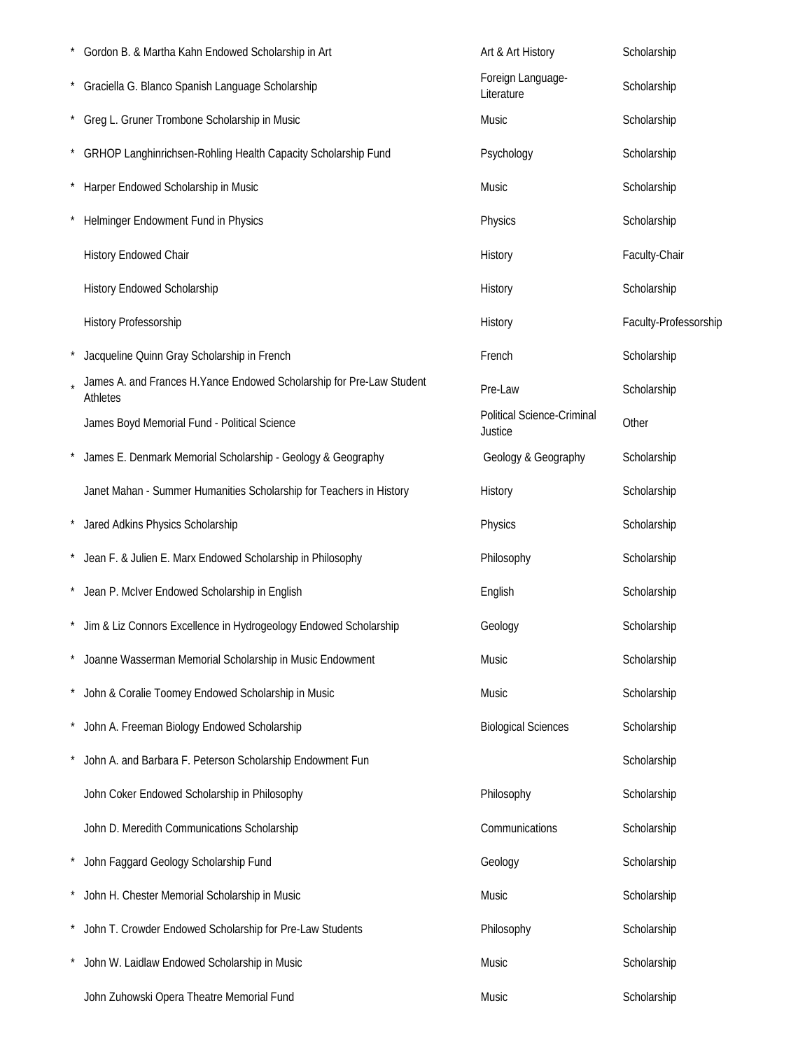| | | | |
|---|---|---|---|
| * | Gordon B. & Martha Kahn Endowed Scholarship in Art | Art & Art History | Scholarship |
| * | Graciella G. Blanco Spanish Language Scholarship | Foreign Language-Literature | Scholarship |
| * | Greg L. Gruner Trombone Scholarship in Music | Music | Scholarship |
| * | GRHOP Langhinrichsen-Rohling Health Capacity Scholarship Fund | Psychology | Scholarship |
| * | Harper Endowed Scholarship in Music | Music | Scholarship |
| * | Helminger Endowment Fund in Physics | Physics | Scholarship |
| | History Endowed Chair | History | Faculty-Chair |
| | History Endowed Scholarship | History | Scholarship |
| | History Professorship | History | Faculty-Professorship |
| * | Jacqueline Quinn Gray Scholarship in French | French | Scholarship |
| * | James A. and Frances H.Yance Endowed Scholarship for Pre-Law Student Athletes | Pre-Law | Scholarship |
| | James Boyd Memorial Fund - Political Science | Political Science-Criminal Justice | Other |
| * | James E. Denmark Memorial Scholarship - Geology & Geography | Geology & Geography | Scholarship |
| | Janet Mahan - Summer Humanities Scholarship for Teachers in History | History | Scholarship |
| * | Jared Adkins Physics Scholarship | Physics | Scholarship |
| * | Jean F. & Julien E. Marx Endowed Scholarship in Philosophy | Philosophy | Scholarship |
| * | Jean P. McIver Endowed Scholarship in English | English | Scholarship |
| * | Jim & Liz Connors Excellence in Hydrogeology Endowed Scholarship | Geology | Scholarship |
| * | Joanne Wasserman Memorial Scholarship in Music Endowment | Music | Scholarship |
| * | John & Coralie Toomey Endowed Scholarship in Music | Music | Scholarship |
| * | John A. Freeman Biology Endowed Scholarship | Biological Sciences | Scholarship |
| * | John A. and Barbara F. Peterson Scholarship Endowment Fun | | Scholarship |
| | John Coker Endowed Scholarship in Philosophy | Philosophy | Scholarship |
| | John D. Meredith Communications Scholarship | Communications | Scholarship |
| * | John Faggard Geology Scholarship Fund | Geology | Scholarship |
| * | John H. Chester Memorial Scholarship in Music | Music | Scholarship |
| * | John T. Crowder Endowed Scholarship for Pre-Law Students | Philosophy | Scholarship |
| * | John W. Laidlaw Endowed Scholarship in Music | Music | Scholarship |
| | John Zuhowski Opera Theatre Memorial Fund | Music | Scholarship |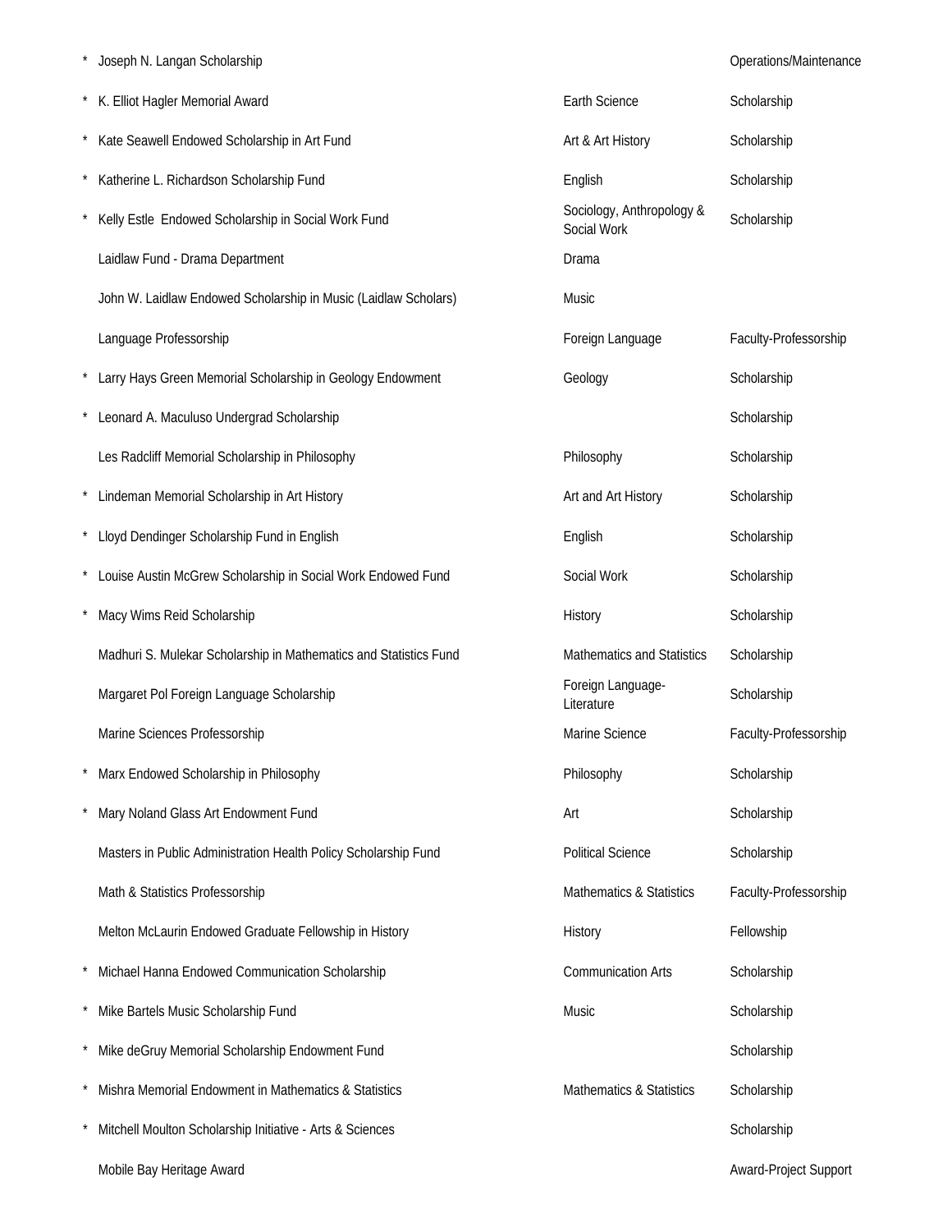| | Name | Department | Type |
|---|---|---|---|
| * | Joseph N. Langan Scholarship | | Operations/Maintenance |
| * | K. Elliot Hagler Memorial Award | Earth Science | Scholarship |
| * | Kate Seawell Endowed Scholarship in Art Fund | Art & Art History | Scholarship |
| * | Katherine L. Richardson Scholarship Fund | English | Scholarship |
| * | Kelly Estle Endowed Scholarship in Social Work Fund | Sociology, Anthropology & Social Work | Scholarship |
| | Laidlaw Fund - Drama Department | Drama | |
| | John W. Laidlaw Endowed Scholarship in Music (Laidlaw Scholars) | Music | |
| | Language Professorship | Foreign Language | Faculty-Professorship |
| * | Larry Hays Green Memorial Scholarship in Geology Endowment | Geology | Scholarship |
| * | Leonard A. Maculuso Undergrad Scholarship | | Scholarship |
| | Les Radcliff Memorial Scholarship in Philosophy | Philosophy | Scholarship |
| * | Lindeman Memorial Scholarship in Art History | Art and Art History | Scholarship |
| * | Lloyd Dendinger Scholarship Fund in English | English | Scholarship |
| * | Louise Austin McGrew Scholarship in Social Work Endowed Fund | Social Work | Scholarship |
| * | Macy Wims Reid Scholarship | History | Scholarship |
| | Madhuri S. Mulekar Scholarship in Mathematics and Statistics Fund | Mathematics and Statistics | Scholarship |
| | Margaret Pol Foreign Language Scholarship | Foreign Language-Literature | Scholarship |
| | Marine Sciences Professorship | Marine Science | Faculty-Professorship |
| * | Marx Endowed Scholarship in Philosophy | Philosophy | Scholarship |
| * | Mary Noland Glass Art Endowment Fund | Art | Scholarship |
| | Masters in Public Administration Health Policy Scholarship Fund | Political Science | Scholarship |
| | Math & Statistics Professorship | Mathematics & Statistics | Faculty-Professorship |
| | Melton McLaurin Endowed Graduate Fellowship in History | History | Fellowship |
| * | Michael Hanna Endowed Communication Scholarship | Communication Arts | Scholarship |
| * | Mike Bartels Music Scholarship Fund | Music | Scholarship |
| * | Mike deGruy Memorial Scholarship Endowment Fund | | Scholarship |
| * | Mishra Memorial Endowment in Mathematics & Statistics | Mathematics & Statistics | Scholarship |
| * | Mitchell Moulton Scholarship Initiative - Arts & Sciences | | Scholarship |
| | Mobile Bay Heritage Award | | Award-Project Support |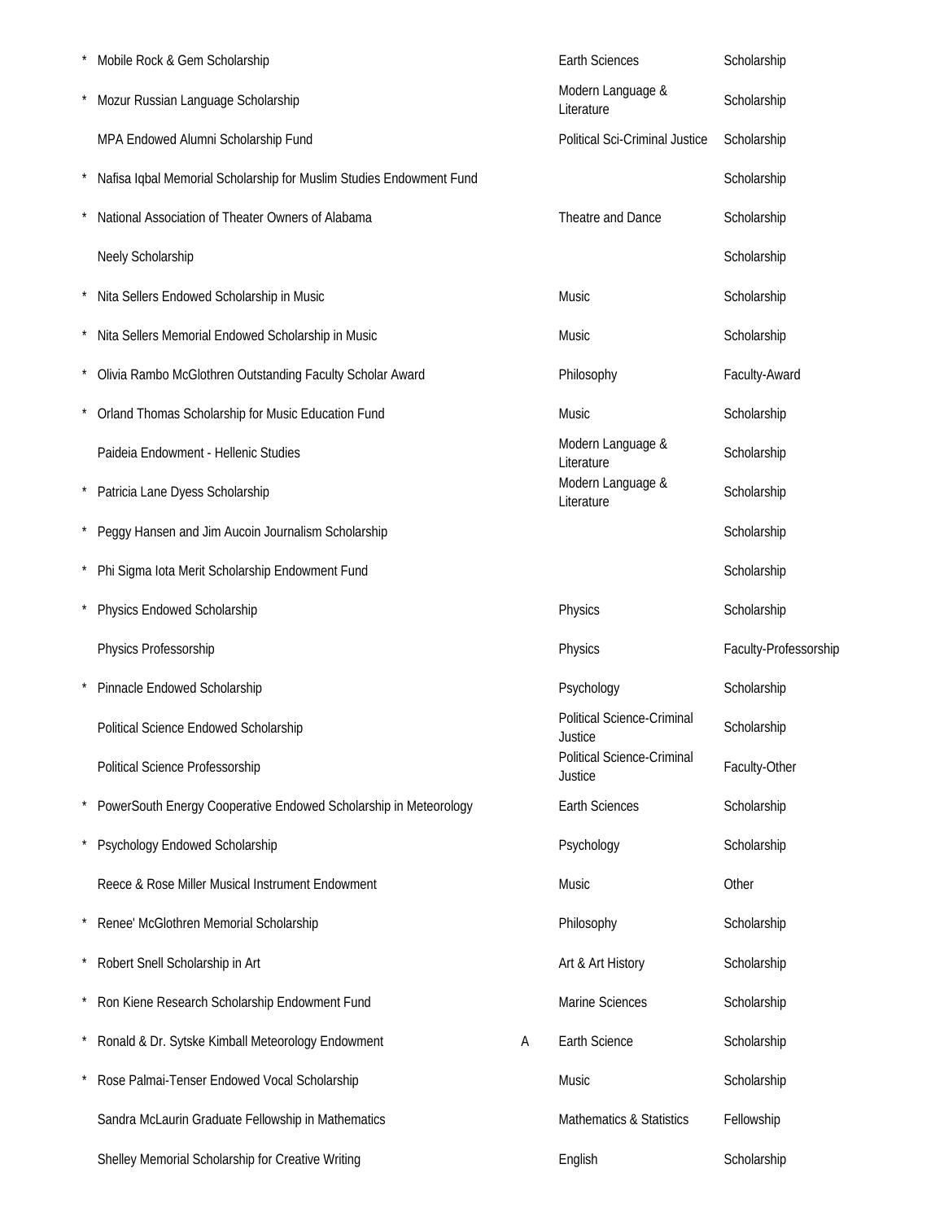| | | | | |
|---|---|---|---|---|
| * | Mobile Rock & Gem Scholarship | | Earth Sciences | Scholarship |
| * | Mozur Russian Language Scholarship | | Modern Language & Literature | Scholarship |
| | MPA Endowed Alumni Scholarship Fund | | Political Sci-Criminal Justice | Scholarship |
| * | Nafisa Iqbal Memorial Scholarship for Muslim Studies Endowment Fund | | | Scholarship |
| * | National Association of Theater Owners of Alabama | | Theatre and Dance | Scholarship |
| | Neely Scholarship | | | Scholarship |
| * | Nita Sellers Endowed Scholarship in Music | | Music | Scholarship |
| * | Nita Sellers Memorial Endowed Scholarship in Music | | Music | Scholarship |
| * | Olivia Rambo McGlothren Outstanding Faculty Scholar Award | | Philosophy | Faculty-Award |
| * | Orland Thomas Scholarship for Music Education Fund | | Music | Scholarship |
| | Paideia Endowment - Hellenic Studies | | Modern Language & Literature | Scholarship |
| * | Patricia Lane Dyess Scholarship | | Modern Language & Literature | Scholarship |
| * | Peggy Hansen and Jim Aucoin Journalism Scholarship | | | Scholarship |
| * | Phi Sigma Iota Merit Scholarship Endowment Fund | | | Scholarship |
| * | Physics Endowed Scholarship | | Physics | Scholarship |
| | Physics Professorship | | Physics | Faculty-Professorship |
| * | Pinnacle Endowed Scholarship | | Psychology | Scholarship |
| | Political Science Endowed Scholarship | | Political Science-Criminal Justice | Scholarship |
| | Political Science Professorship | | Political Science-Criminal Justice | Faculty-Other |
| * | PowerSouth Energy Cooperative Endowed Scholarship in Meteorology | | Earth Sciences | Scholarship |
| * | Psychology Endowed Scholarship | | Psychology | Scholarship |
| | Reece & Rose Miller Musical Instrument Endowment | | Music | Other |
| * | Renee' McGlothren Memorial Scholarship | | Philosophy | Scholarship |
| * | Robert Snell Scholarship in Art | | Art & Art History | Scholarship |
| * | Ron Kiene Research Scholarship Endowment Fund | | Marine Sciences | Scholarship |
| * | Ronald & Dr. Sytske Kimball Meteorology Endowment | A | Earth Science | Scholarship |
| * | Rose Palmai-Tenser Endowed Vocal Scholarship | | Music | Scholarship |
| | Sandra McLaurin Graduate Fellowship in Mathematics | | Mathematics & Statistics | Fellowship |
| | Shelley Memorial Scholarship for Creative Writing | | English | Scholarship |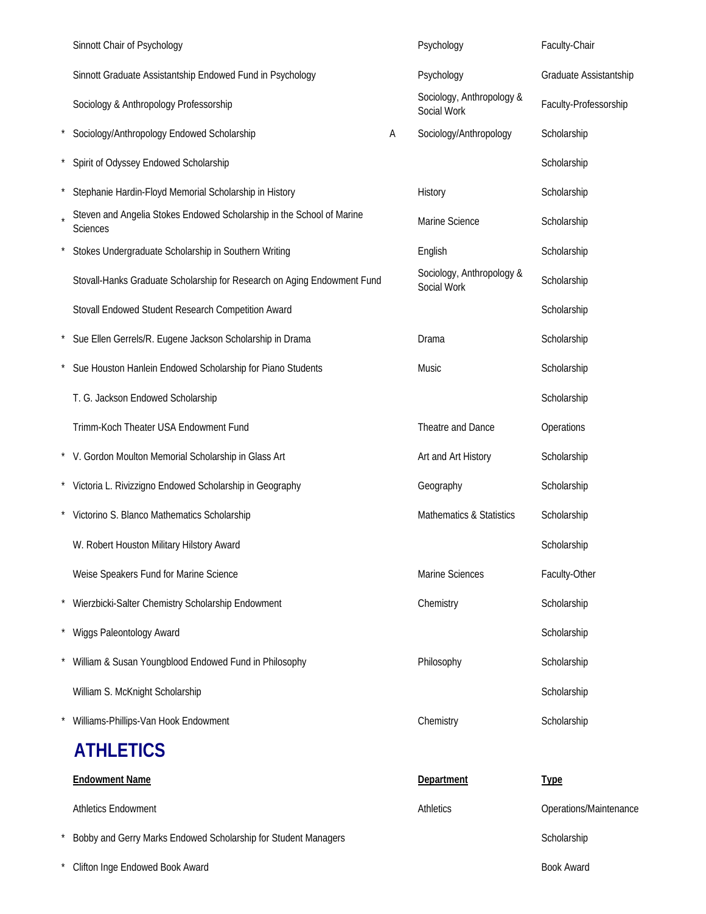| | Endowment Name | | Department | Type |
|---|---|---|---|---|
| | Sinnott Chair of Psychology | | Psychology | Faculty-Chair |
| | Sinnott Graduate Assistantship Endowed Fund in Psychology | | Psychology | Graduate Assistantship |
| | Sociology & Anthropology Professorship | | Sociology, Anthropology & Social Work | Faculty-Professorship |
| * | Sociology/Anthropology Endowed Scholarship | A | Sociology/Anthropology | Scholarship |
| * | Spirit of Odyssey Endowed Scholarship | | | Scholarship |
| * | Stephanie Hardin-Floyd Memorial Scholarship in History | | History | Scholarship |
| * | Steven and Angelia Stokes Endowed Scholarship in the School of Marine Sciences | | Marine Science | Scholarship |
| * | Stokes Undergraduate Scholarship in Southern Writing | | English | Scholarship |
| | Stovall-Hanks Graduate Scholarship for Research on Aging Endowment Fund | | Sociology, Anthropology & Social Work | Scholarship |
| | Stovall Endowed Student Research Competition Award | | | Scholarship |
| * | Sue Ellen Gerrels/R. Eugene Jackson Scholarship in Drama | | Drama | Scholarship |
| * | Sue Houston Hanlein Endowed Scholarship for Piano Students | | Music | Scholarship |
| | T. G. Jackson Endowed Scholarship | | | Scholarship |
| | Trimm-Koch Theater USA Endowment Fund | | Theatre and Dance | Operations |
| * | V. Gordon Moulton Memorial Scholarship in Glass Art | | Art and Art History | Scholarship |
| * | Victoria L. Rivizzigno Endowed Scholarship in Geography | | Geography | Scholarship |
| * | Victorino S. Blanco Mathematics Scholarship | | Mathematics & Statistics | Scholarship |
| | W. Robert Houston Military Hilstory Award | | | Scholarship |
| | Weise Speakers Fund for Marine Science | | Marine Sciences | Faculty-Other |
| * | Wierzbicki-Salter Chemistry Scholarship Endowment | | Chemistry | Scholarship |
| * | Wiggs Paleontology Award | | | Scholarship |
| * | William & Susan Youngblood Endowed Fund in Philosophy | | Philosophy | Scholarship |
| | William S. McKnight Scholarship | | | Scholarship |
| * | Williams-Phillips-Van Hook Endowment | | Chemistry | Scholarship |

## ATHLETICS

| | Endowment Name | Department | Type |
|---|---|---|---|
| | Athletics Endowment | Athletics | Operations/Maintenance |
| * | Bobby and Gerry Marks Endowed Scholarship for Student Managers | | Scholarship |
| * | Clifton Inge Endowed Book Award | | Book Award |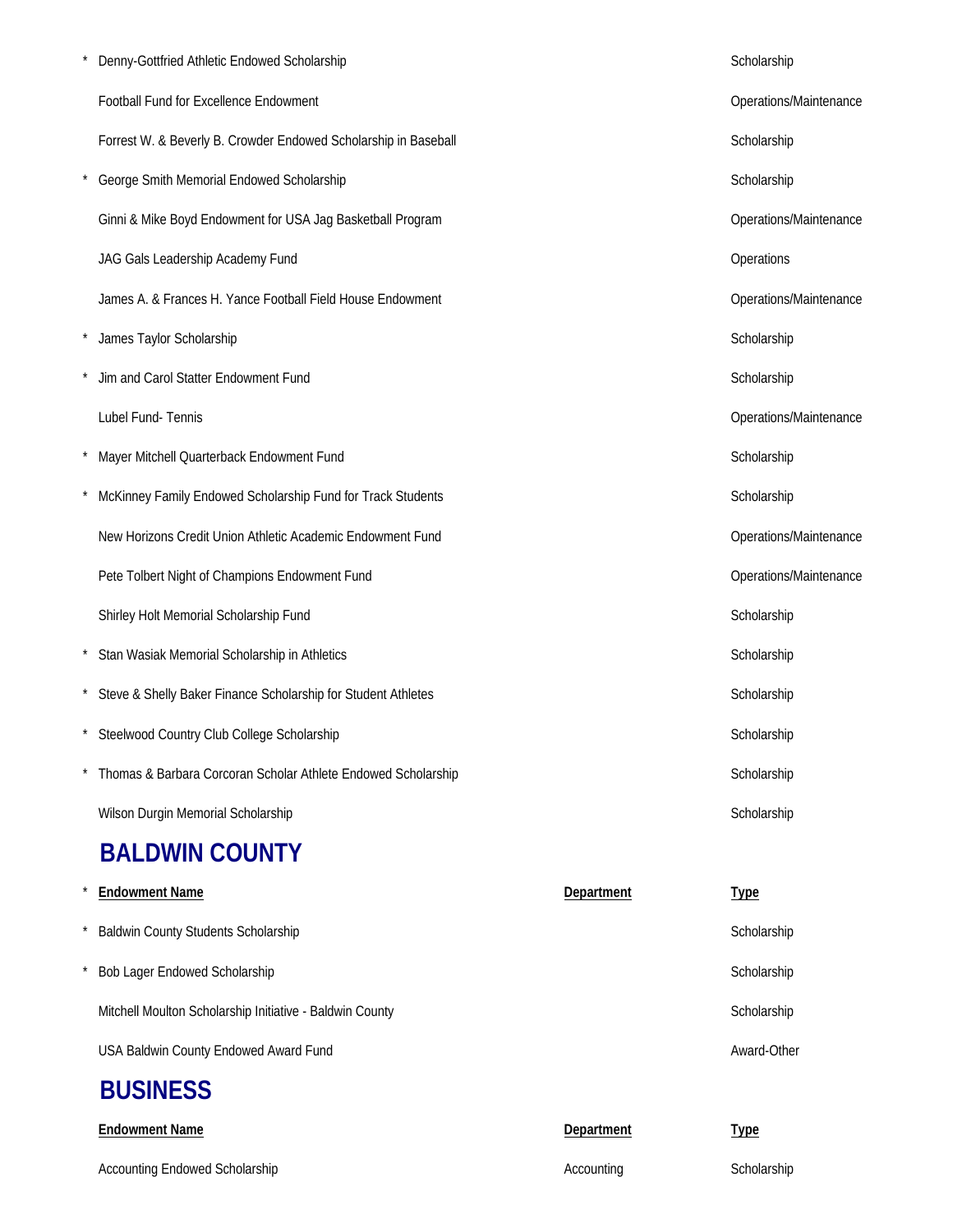| | Endowment Name | Department | Type |
|---|---|---|---|
| * | Denny-Gottfried Athletic Endowed Scholarship | | Scholarship |
| | Football Fund for Excellence Endowment | | Operations/Maintenance |
| | Forrest W. & Beverly B. Crowder Endowed Scholarship in Baseball | | Scholarship |
| * | George Smith Memorial Endowed Scholarship | | Scholarship |
| | Ginni & Mike Boyd Endowment for USA Jag Basketball Program | | Operations/Maintenance |
| | JAG Gals Leadership Academy Fund | | Operations |
| | James A. & Frances H. Yance Football Field House Endowment | | Operations/Maintenance |
| * | James Taylor Scholarship | | Scholarship |
| * | Jim and Carol Statter Endowment Fund | | Scholarship |
| | Lubel Fund- Tennis | | Operations/Maintenance |
| * | Mayer Mitchell Quarterback Endowment Fund | | Scholarship |
| * | McKinney Family Endowed Scholarship Fund for Track Students | | Scholarship |
| | New Horizons Credit Union Athletic Academic Endowment Fund | | Operations/Maintenance |
| | Pete Tolbert Night of Champions Endowment Fund | | Operations/Maintenance |
| | Shirley Holt Memorial Scholarship Fund | | Scholarship |
| * | Stan Wasiak Memorial Scholarship in Athletics | | Scholarship |
| * | Steve & Shelly Baker Finance Scholarship for Student Athletes | | Scholarship |
| * | Steelwood Country Club College Scholarship | | Scholarship |
| * | Thomas & Barbara Corcoran Scholar Athlete Endowed Scholarship | | Scholarship |
| | Wilson Durgin Memorial Scholarship | | Scholarship |

## BALDWIN COUNTY

| * | Endowment Name | Department | Type |
|---|---|---|---|
| * | Baldwin County Students Scholarship | | Scholarship |
| * | Bob Lager Endowed Scholarship | | Scholarship |
| | Mitchell Moulton Scholarship Initiative - Baldwin County | | Scholarship |
| | USA Baldwin County Endowed Award Fund | | Award-Other |

## BUSINESS

| Endowment Name | Department | Type |
|---|---|---|
| Accounting Endowed Scholarship | Accounting | Scholarship |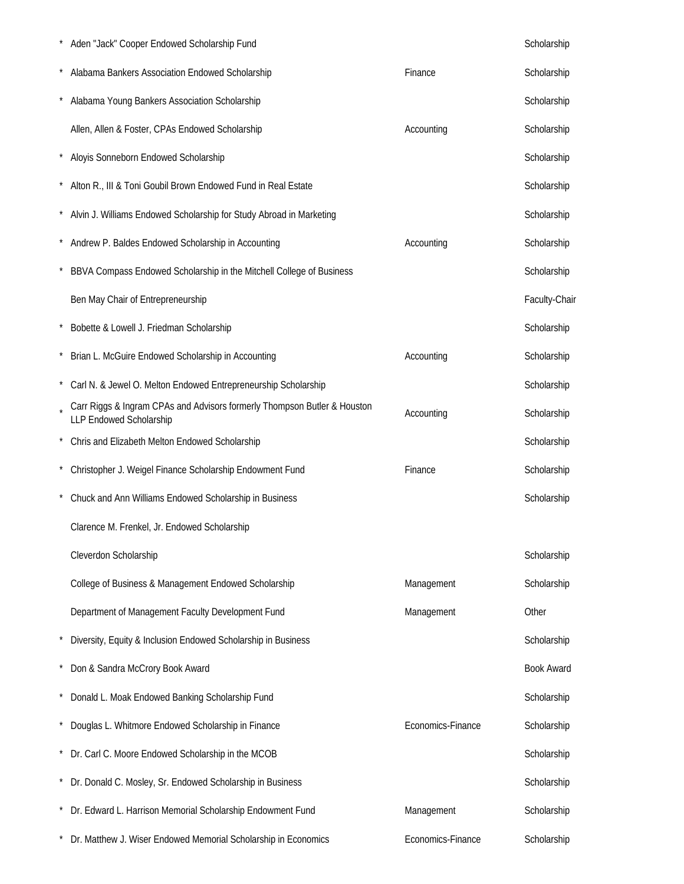| | | | |
|---|---|---|---|
| * | Aden "Jack" Cooper Endowed Scholarship Fund | | Scholarship |
| * | Alabama Bankers Association Endowed Scholarship | Finance | Scholarship |
| * | Alabama Young Bankers Association Scholarship | | Scholarship |
| | Allen, Allen & Foster, CPAs Endowed Scholarship | Accounting | Scholarship |
| * | Aloyis Sonneborn Endowed Scholarship | | Scholarship |
| * | Alton R., III & Toni Goubil Brown Endowed Fund in Real Estate | | Scholarship |
| * | Alvin J. Williams Endowed Scholarship for Study Abroad in Marketing | | Scholarship |
| * | Andrew P. Baldes Endowed Scholarship in Accounting | Accounting | Scholarship |
| * | BBVA Compass Endowed Scholarship in the Mitchell College of Business | | Scholarship |
| | Ben May Chair of Entrepreneurship | | Faculty-Chair |
| * | Bobette & Lowell J. Friedman Scholarship | | Scholarship |
| * | Brian L. McGuire Endowed Scholarship in Accounting | Accounting | Scholarship |
| * | Carl N. & Jewel O. Melton Endowed Entrepreneurship Scholarship | | Scholarship |
| * | Carr Riggs & Ingram CPAs and Advisors formerly Thompson Butler & Houston LLP Endowed Scholarship | Accounting | Scholarship |
| * | Chris and Elizabeth Melton Endowed Scholarship | | Scholarship |
| * | Christopher J. Weigel Finance Scholarship Endowment Fund | Finance | Scholarship |
| * | Chuck and Ann Williams Endowed Scholarship in Business | | Scholarship |
| | Clarence M. Frenkel, Jr. Endowed Scholarship | | |
| | Cleverdon Scholarship | | Scholarship |
| | College of Business & Management Endowed Scholarship | Management | Scholarship |
| | Department of Management Faculty Development Fund | Management | Other |
| * | Diversity, Equity & Inclusion Endowed Scholarship in Business | | Scholarship |
| * | Don & Sandra McCrory Book Award | | Book Award |
| * | Donald L. Moak Endowed Banking Scholarship Fund | | Scholarship |
| * | Douglas L. Whitmore Endowed Scholarship in Finance | Economics-Finance | Scholarship |
| * | Dr. Carl C. Moore Endowed Scholarship in the MCOB | | Scholarship |
| * | Dr. Donald C. Mosley, Sr. Endowed Scholarship in Business | | Scholarship |
| * | Dr. Edward L. Harrison Memorial Scholarship Endowment Fund | Management | Scholarship |
| * | Dr. Matthew J. Wiser Endowed Memorial Scholarship in Economics | Economics-Finance | Scholarship |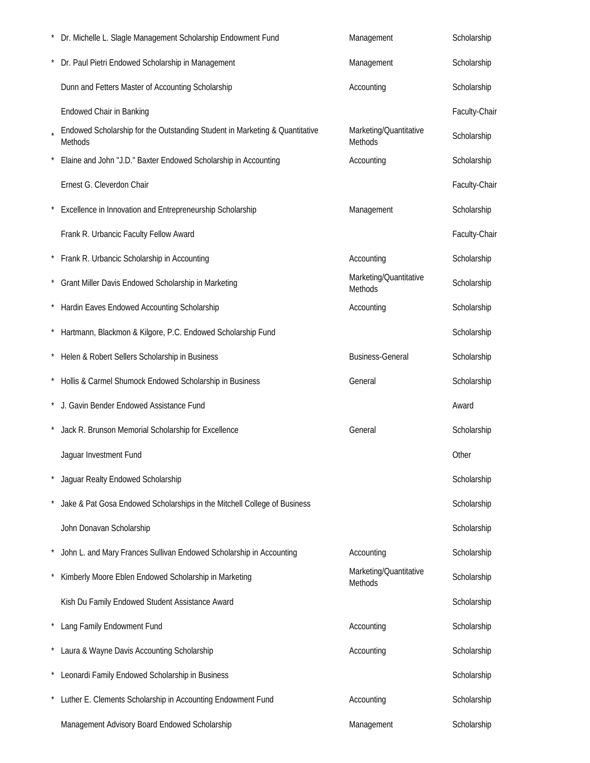| | | | |
|---|---|---|---|
| * | Dr. Michelle L. Slagle Management Scholarship Endowment Fund | Management | Scholarship |
| * | Dr. Paul Pietri Endowed Scholarship in Management | Management | Scholarship |
| | Dunn and Fetters Master of Accounting Scholarship | Accounting | Scholarship |
| | Endowed Chair in Banking | | Faculty-Chair |
| * | Endowed Scholarship for the Outstanding Student in Marketing & Quantitative Methods | Marketing/Quantitative Methods | Scholarship |
| * | Elaine and John "J.D." Baxter Endowed Scholarship in Accounting | Accounting | Scholarship |
| | Ernest G. Cleverdon Chair | | Faculty-Chair |
| * | Excellence in Innovation and Entrepreneurship Scholarship | Management | Scholarship |
| | Frank R. Urbancic Faculty Fellow Award | | Faculty-Chair |
| * | Frank R. Urbancic Scholarship in Accounting | Accounting | Scholarship |
| * | Grant Miller Davis Endowed Scholarship in Marketing | Marketing/Quantitative Methods | Scholarship |
| * | Hardin Eaves Endowed Accounting Scholarship | Accounting | Scholarship |
| * | Hartmann, Blackmon & Kilgore, P.C. Endowed Scholarship Fund | | Scholarship |
| * | Helen & Robert Sellers Scholarship in Business | Business-General | Scholarship |
| * | Hollis & Carmel Shumock Endowed Scholarship in Business | General | Scholarship |
| * | J. Gavin Bender Endowed Assistance Fund | | Award |
| * | Jack R. Brunson Memorial Scholarship for Excellence | General | Scholarship |
| | Jaguar Investment Fund | | Other |
| * | Jaguar Realty Endowed Scholarship | | Scholarship |
| * | Jake & Pat Gosa Endowed Scholarships in the Mitchell College of Business | | Scholarship |
| | John Donavan Scholarship | | Scholarship |
| * | John L. and Mary Frances Sullivan Endowed Scholarship in Accounting | Accounting | Scholarship |
| * | Kimberly Moore Eblen Endowed Scholarship in Marketing | Marketing/Quantitative Methods | Scholarship |
| | Kish Du Family Endowed Student Assistance Award | | Scholarship |
| * | Lang Family Endowment Fund | Accounting | Scholarship |
| * | Laura & Wayne Davis Accounting Scholarship | Accounting | Scholarship |
| * | Leonardi Family Endowed Scholarship in Business | | Scholarship |
| * | Luther E. Clements Scholarship in Accounting Endowment Fund | Accounting | Scholarship |
| | Management Advisory Board Endowed Scholarship | Management | Scholarship |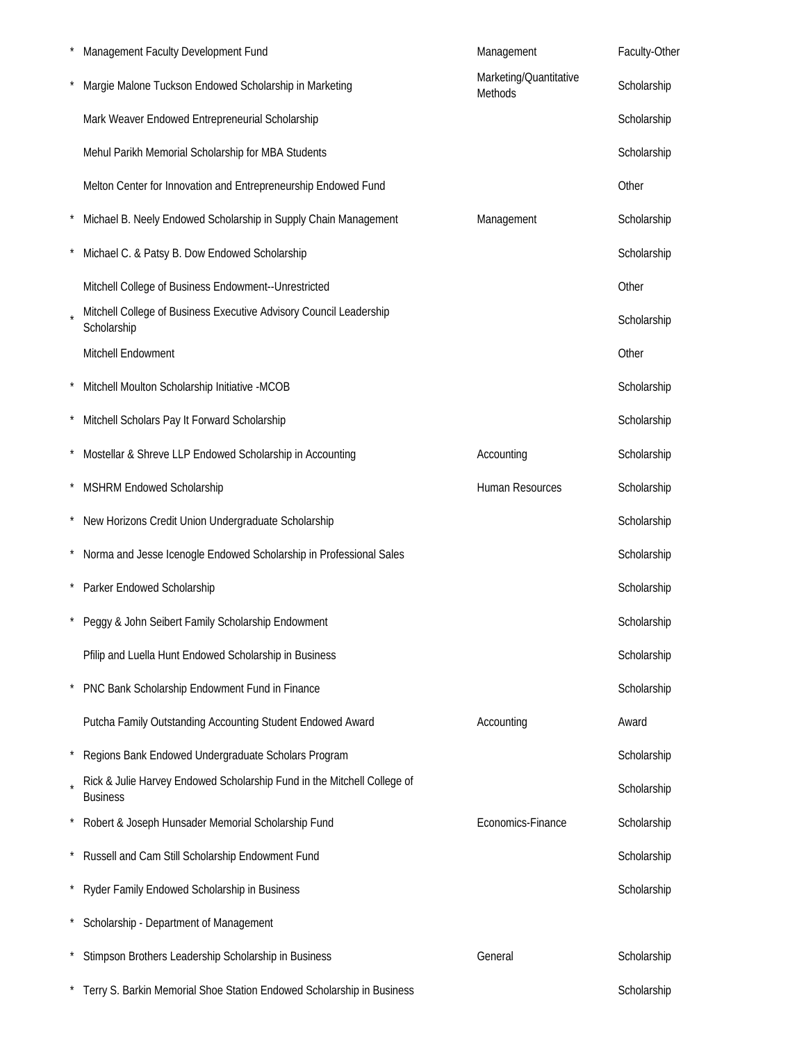| | | | |
|---|---|---|---|
| * | Management Faculty Development Fund | Management | Faculty-Other |
| * | Margie Malone Tuckson Endowed Scholarship in Marketing | Marketing/Quantitative Methods | Scholarship |
| | Mark Weaver Endowed Entrepreneurial Scholarship | | Scholarship |
| | Mehul Parikh Memorial Scholarship for MBA Students | | Scholarship |
| | Melton Center for Innovation and Entrepreneurship Endowed Fund | | Other |
| * | Michael B. Neely Endowed Scholarship in Supply Chain Management | Management | Scholarship |
| * | Michael C. & Patsy B. Dow Endowed Scholarship | | Scholarship |
| | Mitchell College of Business Endowment--Unrestricted | | Other |
| * | Mitchell College of Business Executive Advisory Council Leadership Scholarship | | Scholarship |
| | Mitchell Endowment | | Other |
| * | Mitchell Moulton Scholarship Initiative -MCOB | | Scholarship |
| * | Mitchell Scholars Pay It Forward Scholarship | | Scholarship |
| * | Mostellar & Shreve LLP Endowed Scholarship in Accounting | Accounting | Scholarship |
| * | MSHRM Endowed Scholarship | Human Resources | Scholarship |
| * | New Horizons Credit Union Undergraduate Scholarship | | Scholarship |
| * | Norma and Jesse Icenogle Endowed Scholarship in Professional Sales | | Scholarship |
| * | Parker Endowed Scholarship | | Scholarship |
| * | Peggy & John Seibert Family Scholarship Endowment | | Scholarship |
| | Pfilip and Luella Hunt Endowed Scholarship in Business | | Scholarship |
| * | PNC Bank Scholarship Endowment Fund in Finance | | Scholarship |
| | Putcha Family Outstanding Accounting Student Endowed Award | Accounting | Award |
| * | Regions Bank Endowed Undergraduate Scholars Program | | Scholarship |
| * | Rick & Julie Harvey Endowed Scholarship Fund in the Mitchell College of Business | | Scholarship |
| * | Robert & Joseph Hunsader Memorial Scholarship Fund | Economics-Finance | Scholarship |
| * | Russell and Cam Still Scholarship Endowment Fund | | Scholarship |
| * | Ryder Family Endowed Scholarship in Business | | Scholarship |
| * | Scholarship - Department of Management | | |
| * | Stimpson Brothers Leadership Scholarship in Business | General | Scholarship |
| * | Terry S. Barkin Memorial Shoe Station Endowed Scholarship in Business | | Scholarship |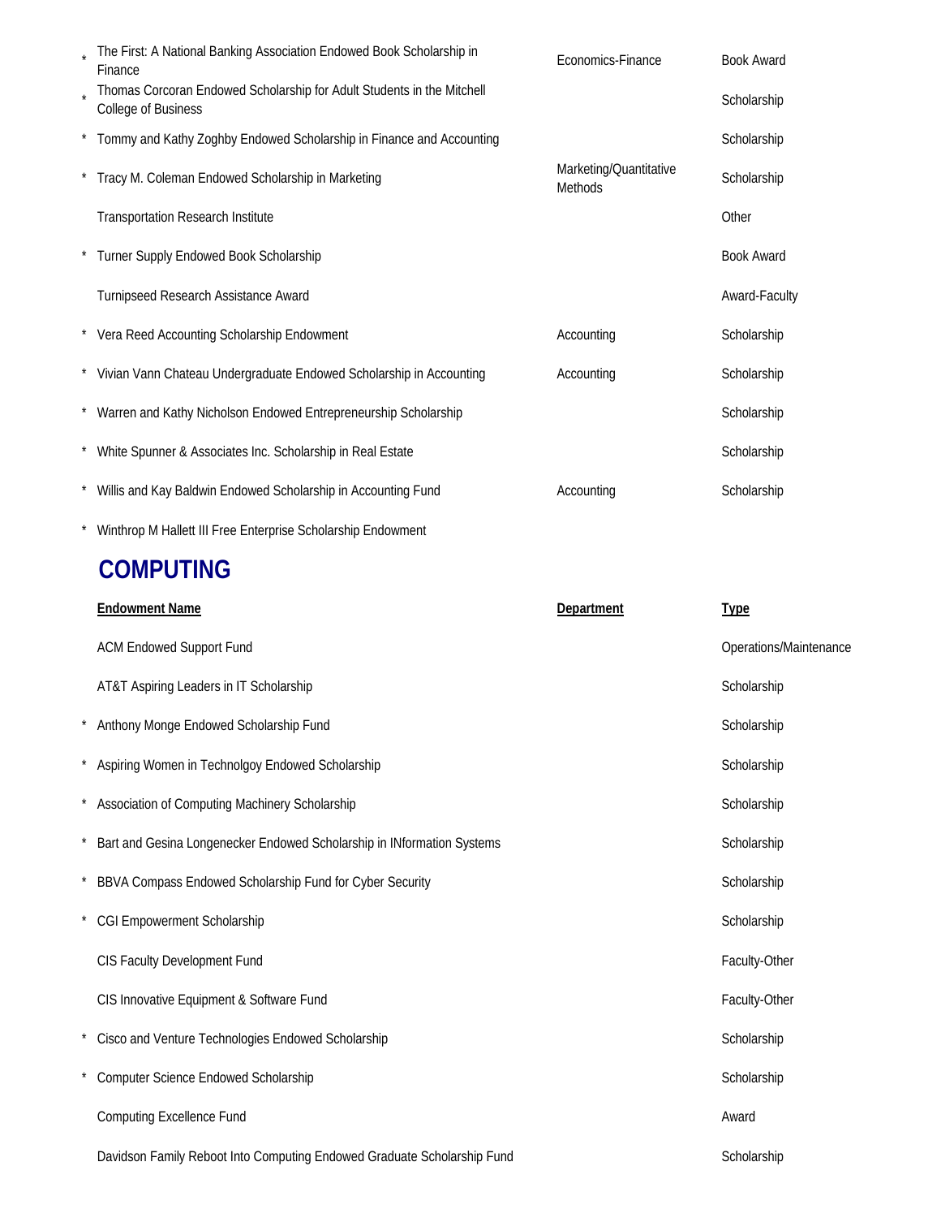| | Endowment Name | Department | Type |
|---|---|---|---|
| * | The First: A National Banking Association Endowed Book Scholarship in Finance | Economics-Finance | Book Award |
| * | Thomas Corcoran Endowed Scholarship for Adult Students in the Mitchell College of Business | | Scholarship |
| * | Tommy and Kathy Zoghby Endowed Scholarship in Finance and Accounting | | Scholarship |
| * | Tracy M. Coleman Endowed Scholarship in Marketing | Marketing/Quantitative Methods | Scholarship |
| | Transportation Research Institute | | Other |
| * | Turner Supply Endowed Book Scholarship | | Book Award |
| | Turnipseed Research Assistance Award | | Award-Faculty |
| * | Vera Reed Accounting Scholarship Endowment | Accounting | Scholarship |
| * | Vivian Vann Chateau Undergraduate Endowed Scholarship in Accounting | Accounting | Scholarship |
| * | Warren and Kathy Nicholson Endowed Entrepreneurship Scholarship | | Scholarship |
| * | White Spunner & Associates Inc. Scholarship in Real Estate | | Scholarship |
| * | Willis and Kay Baldwin Endowed Scholarship in Accounting Fund | Accounting | Scholarship |
| * | Winthrop M Hallett III Free Enterprise Scholarship Endowment | | |

## COMPUTING

| | Endowment Name | Department | Type |
|---|---|---|---|
| | ACM Endowed Support Fund | | Operations/Maintenance |
| | AT&T Aspiring Leaders in IT Scholarship | | Scholarship |
| * | Anthony Monge Endowed Scholarship Fund | | Scholarship |
| * | Aspiring Women in Technolgoy Endowed Scholarship | | Scholarship |
| * | Association of Computing Machinery Scholarship | | Scholarship |
| * | Bart and Gesina Longenecker Endowed Scholarship in INformation Systems | | Scholarship |
| * | BBVA Compass Endowed Scholarship Fund for Cyber Security | | Scholarship |
| * | CGI Empowerment Scholarship | | Scholarship |
| | CIS Faculty Development Fund | | Faculty-Other |
| | CIS Innovative Equipment & Software Fund | | Faculty-Other |
| * | Cisco and Venture Technologies Endowed Scholarship | | Scholarship |
| * | Computer Science Endowed Scholarship | | Scholarship |
| | Computing Excellence Fund | | Award |
| | Davidson Family Reboot Into Computing Endowed Graduate Scholarship Fund | | Scholarship |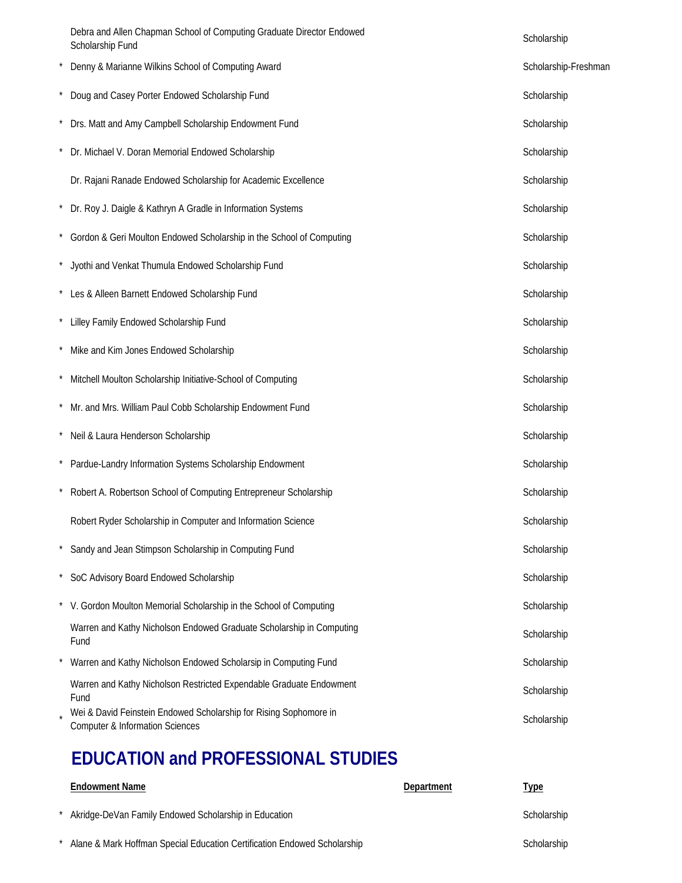| | Endowment Name | Department | Type |
|---|---|---|---|
| | Debra and Allen Chapman School of Computing Graduate Director Endowed Scholarship Fund | | Scholarship |
| * | Denny & Marianne Wilkins School of Computing Award | | Scholarship-Freshman |
| * | Doug and Casey Porter Endowed Scholarship Fund | | Scholarship |
| * | Drs. Matt and Amy Campbell Scholarship Endowment Fund | | Scholarship |
| * | Dr. Michael V. Doran Memorial Endowed Scholarship | | Scholarship |
| | Dr. Rajani Ranade Endowed Scholarship for Academic Excellence | | Scholarship |
| * | Dr. Roy J. Daigle & Kathryn A Gradle in Information Systems | | Scholarship |
| * | Gordon & Geri Moulton Endowed Scholarship in the School of Computing | | Scholarship |
| * | Jyothi and Venkat Thumula Endowed Scholarship Fund | | Scholarship |
| * | Les & Alleen Barnett Endowed Scholarship Fund | | Scholarship |
| * | Lilley Family Endowed Scholarship Fund | | Scholarship |
| * | Mike and Kim Jones Endowed Scholarship | | Scholarship |
| * | Mitchell Moulton Scholarship Initiative-School of Computing | | Scholarship |
| * | Mr. and Mrs. William Paul Cobb Scholarship Endowment Fund | | Scholarship |
| * | Neil & Laura Henderson Scholarship | | Scholarship |
| * | Pardue-Landry Information Systems Scholarship Endowment | | Scholarship |
| * | Robert A. Robertson School of Computing Entrepreneur Scholarship | | Scholarship |
| | Robert Ryder Scholarship in Computer and Information Science | | Scholarship |
| * | Sandy and Jean Stimpson Scholarship in Computing Fund | | Scholarship |
| * | SoC Advisory Board Endowed Scholarship | | Scholarship |
| * | V. Gordon Moulton Memorial Scholarship in the School of Computing | | Scholarship |
| | Warren and Kathy Nicholson Endowed Graduate Scholarship in Computing Fund | | Scholarship |
| * | Warren and Kathy Nicholson Endowed Scholarsip in Computing Fund | | Scholarship |
| | Warren and Kathy Nicholson Restricted Expendable Graduate Endowment Fund | | Scholarship |
| * | Wei & David Feinstein Endowed Scholarship for Rising Sophomore in Computer & Information Sciences | | Scholarship |

# EDUCATION and PROFESSIONAL STUDIES

| | Endowment Name | Department | Type |
|---|---|---|---|
| * | Akridge-DeVan Family Endowed Scholarship in Education | | Scholarship |
| * | Alane & Mark Hoffman Special Education Certification Endowed Scholarship | | Scholarship |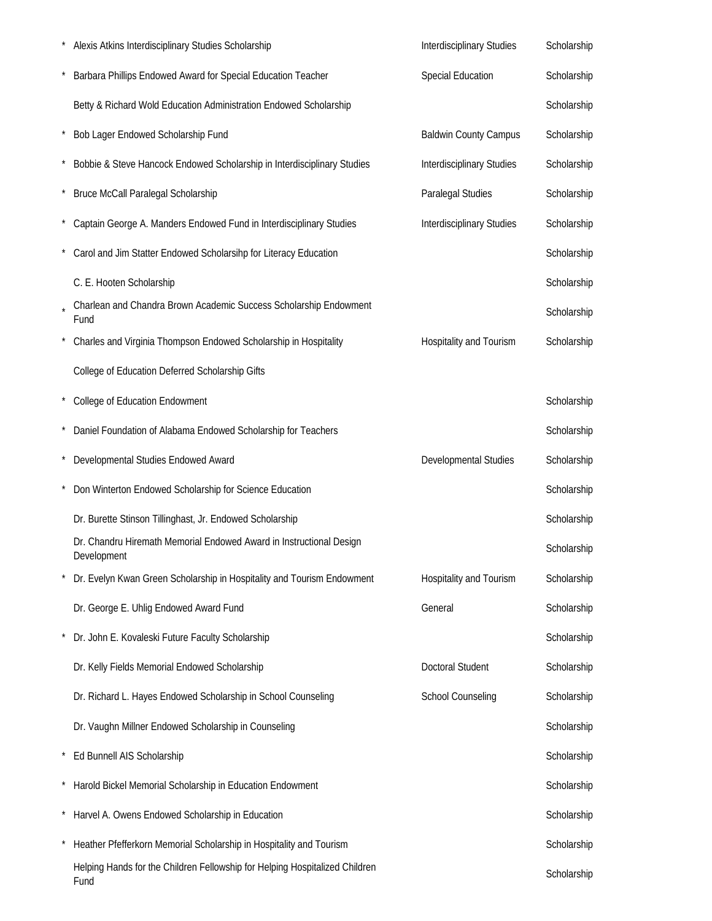| | | | |
|---|---|---|---|
| * | Alexis Atkins Interdisciplinary Studies Scholarship | Interdisciplinary Studies | Scholarship |
| * | Barbara Phillips Endowed Award for Special Education Teacher | Special Education | Scholarship |
| | Betty & Richard Wold Education Administration Endowed Scholarship | | Scholarship |
| * | Bob Lager Endowed Scholarship Fund | Baldwin County Campus | Scholarship |
| * | Bobbie & Steve Hancock Endowed Scholarship in Interdisciplinary Studies | Interdisciplinary Studies | Scholarship |
| * | Bruce McCall Paralegal Scholarship | Paralegal Studies | Scholarship |
| * | Captain George A. Manders Endowed Fund in Interdisciplinary Studies | Interdisciplinary Studies | Scholarship |
| * | Carol and Jim Statter Endowed Scholarsihp for Literacy Education | | Scholarship |
| | C. E. Hooten Scholarship | | Scholarship |
| * | Charlean and Chandra Brown Academic Success Scholarship Endowment Fund | | Scholarship |
| * | Charles and Virginia Thompson Endowed Scholarship in Hospitality | Hospitality and Tourism | Scholarship |
| | College of Education Deferred Scholarship Gifts | | |
| * | College of Education Endowment | | Scholarship |
| * | Daniel Foundation of Alabama Endowed Scholarship for Teachers | | Scholarship |
| * | Developmental Studies Endowed Award | Developmental Studies | Scholarship |
| * | Don Winterton Endowed Scholarship for Science Education | | Scholarship |
| | Dr. Burette Stinson Tillinghast, Jr. Endowed Scholarship | | Scholarship |
| | Dr. Chandru Hiremath Memorial Endowed Award in Instructional Design Development | | Scholarship |
| * | Dr. Evelyn Kwan Green Scholarship in Hospitality and Tourism Endowment | Hospitality and Tourism | Scholarship |
| | Dr. George E. Uhlig Endowed Award Fund | General | Scholarship |
| * | Dr. John E. Kovaleski Future Faculty Scholarship | | Scholarship |
| | Dr. Kelly Fields Memorial Endowed Scholarship | Doctoral Student | Scholarship |
| | Dr. Richard L. Hayes Endowed Scholarship in School Counseling | School Counseling | Scholarship |
| | Dr. Vaughn Millner Endowed Scholarship in Counseling | | Scholarship |
| * | Ed Bunnell AIS Scholarship | | Scholarship |
| * | Harold Bickel Memorial Scholarship in Education Endowment | | Scholarship |
| * | Harvel A. Owens Endowed Scholarship in Education | | Scholarship |
| * | Heather Pfefferkorn Memorial Scholarship in Hospitality and Tourism | | Scholarship |
| | Helping Hands for the Children Fellowship for Helping Hospitalized Children Fund | | Scholarship |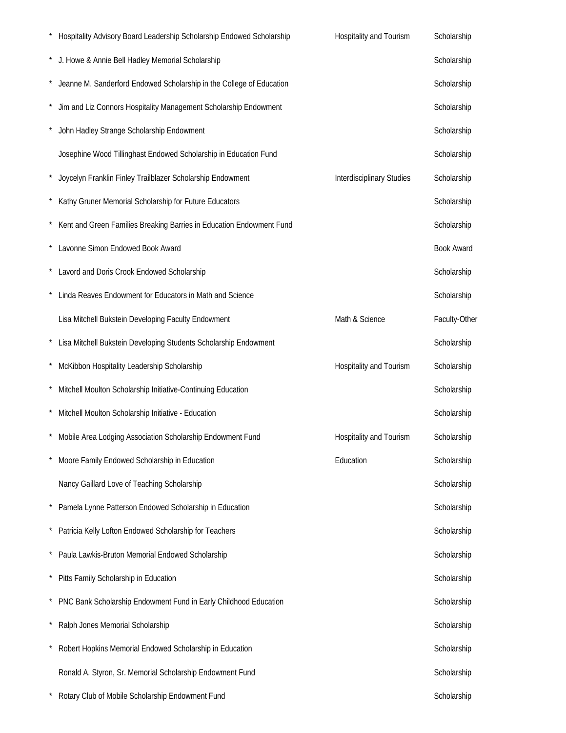| | | | |
|---|---|---|---|
| * | Hospitality Advisory Board Leadership Scholarship Endowed Scholarship | Hospitality and Tourism | Scholarship |
| * | J. Howe & Annie Bell Hadley Memorial Scholarship | | Scholarship |
| * | Jeanne M. Sanderford Endowed Scholarship in the College of Education | | Scholarship |
| * | Jim and Liz Connors Hospitality Management Scholarship Endowment | | Scholarship |
| * | John Hadley Strange Scholarship Endowment | | Scholarship |
| | Josephine Wood Tillinghast Endowed Scholarship in Education Fund | | Scholarship |
| * | Joycelyn Franklin Finley Trailblazer Scholarship Endowment | Interdisciplinary Studies | Scholarship |
| * | Kathy Gruner Memorial Scholarship for Future Educators | | Scholarship |
| * | Kent and Green Families Breaking Barries in Education Endowment Fund | | Scholarship |
| * | Lavonne Simon Endowed Book Award | | Book Award |
| * | Lavord and Doris Crook Endowed Scholarship | | Scholarship |
| * | Linda Reaves Endowment for Educators in Math and Science | | Scholarship |
| | Lisa Mitchell Bukstein Developing Faculty Endowment | Math & Science | Faculty-Other |
| * | Lisa Mitchell Bukstein Developing Students Scholarship Endowment | | Scholarship |
| * | McKibbon Hospitality Leadership Scholarship | Hospitality and Tourism | Scholarship |
| * | Mitchell Moulton Scholarship Initiative-Continuing Education | | Scholarship |
| * | Mitchell Moulton Scholarship Initiative - Education | | Scholarship |
| * | Mobile Area Lodging Association Scholarship Endowment Fund | Hospitality and Tourism | Scholarship |
| * | Moore Family Endowed Scholarship in Education | Education | Scholarship |
| | Nancy Gaillard Love of Teaching Scholarship | | Scholarship |
| * | Pamela Lynne Patterson Endowed Scholarship in Education | | Scholarship |
| * | Patricia Kelly Lofton Endowed Scholarship for Teachers | | Scholarship |
| * | Paula Lawkis-Bruton Memorial Endowed Scholarship | | Scholarship |
| * | Pitts Family Scholarship in Education | | Scholarship |
| * | PNC Bank Scholarship Endowment Fund in Early Childhood Education | | Scholarship |
| * | Ralph Jones Memorial Scholarship | | Scholarship |
| * | Robert Hopkins Memorial Endowed Scholarship in Education | | Scholarship |
| | Ronald A. Styron, Sr. Memorial Scholarship Endowment Fund | | Scholarship |
| * | Rotary Club of Mobile Scholarship Endowment Fund | | Scholarship |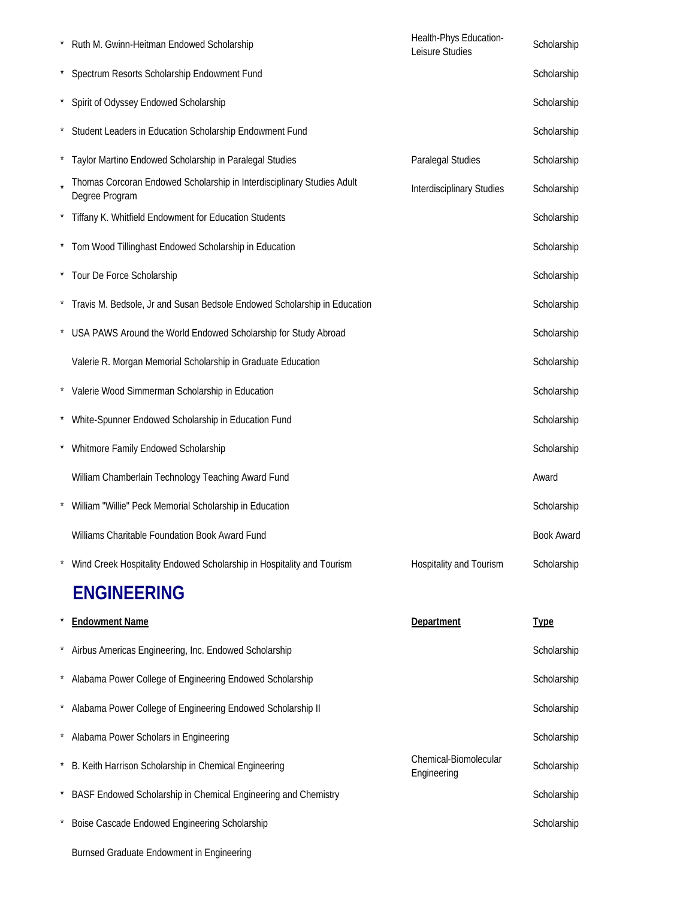| | | | |
|---|---|---|---|
| * | Ruth M. Gwinn-Heitman Endowed Scholarship | Health-Phys Education-Leisure Studies | Scholarship |
| * | Spectrum Resorts Scholarship Endowment Fund | | Scholarship |
| * | Spirit of Odyssey Endowed Scholarship | | Scholarship |
| * | Student Leaders in Education Scholarship Endowment Fund | | Scholarship |
| * | Taylor Martino Endowed Scholarship in Paralegal Studies | Paralegal Studies | Scholarship |
| * | Thomas Corcoran Endowed Scholarship in Interdisciplinary Studies Adult Degree Program | Interdisciplinary Studies | Scholarship |
| * | Tiffany K. Whitfield Endowment for Education Students | | Scholarship |
| * | Tom Wood Tillinghast Endowed Scholarship in Education | | Scholarship |
| * | Tour De Force Scholarship | | Scholarship |
| * | Travis M. Bedsole, Jr and Susan Bedsole Endowed Scholarship in Education | | Scholarship |
| * | USA PAWS Around the World Endowed Scholarship for Study Abroad | | Scholarship |
| | Valerie R. Morgan Memorial Scholarship in Graduate Education | | Scholarship |
| * | Valerie Wood Simmerman Scholarship in Education | | Scholarship |
| * | White-Spunner Endowed Scholarship in Education Fund | | Scholarship |
| * | Whitmore Family Endowed Scholarship | | Scholarship |
| | William Chamberlain Technology Teaching Award Fund | | Award |
| * | William "Willie" Peck Memorial Scholarship in Education | | Scholarship |
| | Williams Charitable Foundation Book Award Fund | | Book Award |
| * | Wind Creek Hospitality Endowed Scholarship in Hospitality and Tourism | Hospitality and Tourism | Scholarship |

## ENGINEERING

| * | **Endowment Name** | **Department** | **Type** |
|---|---|---|---|
| * | Airbus Americas Engineering, Inc. Endowed Scholarship | | Scholarship |
| * | Alabama Power College of Engineering Endowed Scholarship | | Scholarship |
| * | Alabama Power College of Engineering Endowed Scholarship II | | Scholarship |
| * | Alabama Power Scholars in Engineering | | Scholarship |
| * | B. Keith Harrison Scholarship in Chemical Engineering | Chemical-Biomolecular Engineering | Scholarship |
| * | BASF Endowed Scholarship in Chemical Engineering and Chemistry | | Scholarship |
| * | Boise Cascade Endowed Engineering Scholarship | | Scholarship |
| | Burnsed Graduate Endowment in Engineering | | |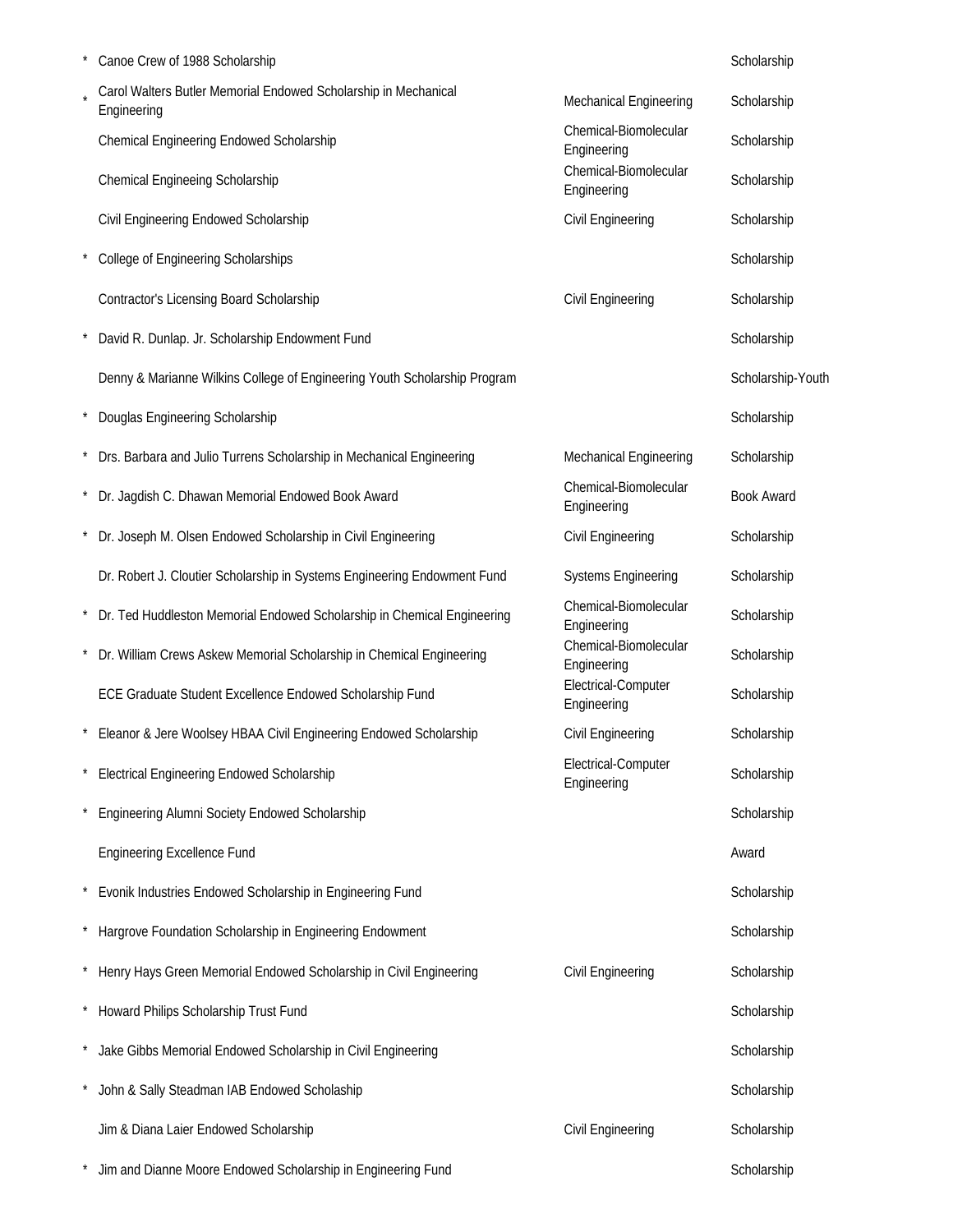| | | | |
|---|---|---|---|
| * | Canoe Crew of 1988 Scholarship | | Scholarship |
| * | Carol Walters Butler Memorial Endowed Scholarship in Mechanical Engineering | Mechanical Engineering | Scholarship |
| | Chemical Engineering Endowed Scholarship | Chemical-Biomolecular Engineering | Scholarship |
| | Chemical Engineeing Scholarship | Chemical-Biomolecular Engineering | Scholarship |
| | Civil Engineering Endowed Scholarship | Civil Engineering | Scholarship |
| * | College of Engineering Scholarships | | Scholarship |
| | Contractor's Licensing Board Scholarship | Civil Engineering | Scholarship |
| * | David R. Dunlap. Jr. Scholarship Endowment Fund | | Scholarship |
| | Denny & Marianne Wilkins College of Engineering Youth Scholarship Program | | Scholarship-Youth |
| * | Douglas Engineering Scholarship | | Scholarship |
| * | Drs. Barbara and Julio Turrens Scholarship in Mechanical Engineering | Mechanical Engineering | Scholarship |
| * | Dr. Jagdish C. Dhawan Memorial Endowed Book Award | Chemical-Biomolecular Engineering | Book Award |
| * | Dr. Joseph M. Olsen Endowed Scholarship in Civil Engineering | Civil Engineering | Scholarship |
| | Dr. Robert J. Cloutier Scholarship in Systems Engineering Endowment Fund | Systems Engineering | Scholarship |
| * | Dr. Ted Huddleston Memorial Endowed Scholarship in Chemical Engineering | Chemical-Biomolecular Engineering | Scholarship |
| * | Dr. William Crews Askew Memorial Scholarship in Chemical Engineering | Chemical-Biomolecular Engineering | Scholarship |
| | ECE Graduate Student Excellence Endowed Scholarship Fund | Electrical-Computer Engineering | Scholarship |
| * | Eleanor & Jere Woolsey HBAA Civil Engineering Endowed Scholarship | Civil Engineering | Scholarship |
| * | Electrical Engineering Endowed Scholarship | Electrical-Computer Engineering | Scholarship |
| * | Engineering Alumni Society Endowed Scholarship | | Scholarship |
| | Engineering Excellence Fund | | Award |
| * | Evonik Industries Endowed Scholarship in Engineering Fund | | Scholarship |
| * | Hargrove Foundation Scholarship in Engineering Endowment | | Scholarship |
| * | Henry Hays Green Memorial Endowed Scholarship in Civil Engineering | Civil Engineering | Scholarship |
| * | Howard Philips Scholarship Trust Fund | | Scholarship |
| * | Jake Gibbs Memorial Endowed Scholarship in Civil Engineering | | Scholarship |
| * | John & Sally Steadman IAB Endowed Scholaship | | Scholarship |
| | Jim & Diana Laier Endowed Scholarship | Civil Engineering | Scholarship |
| * | Jim and Dianne Moore Endowed Scholarship in Engineering Fund | | Scholarship |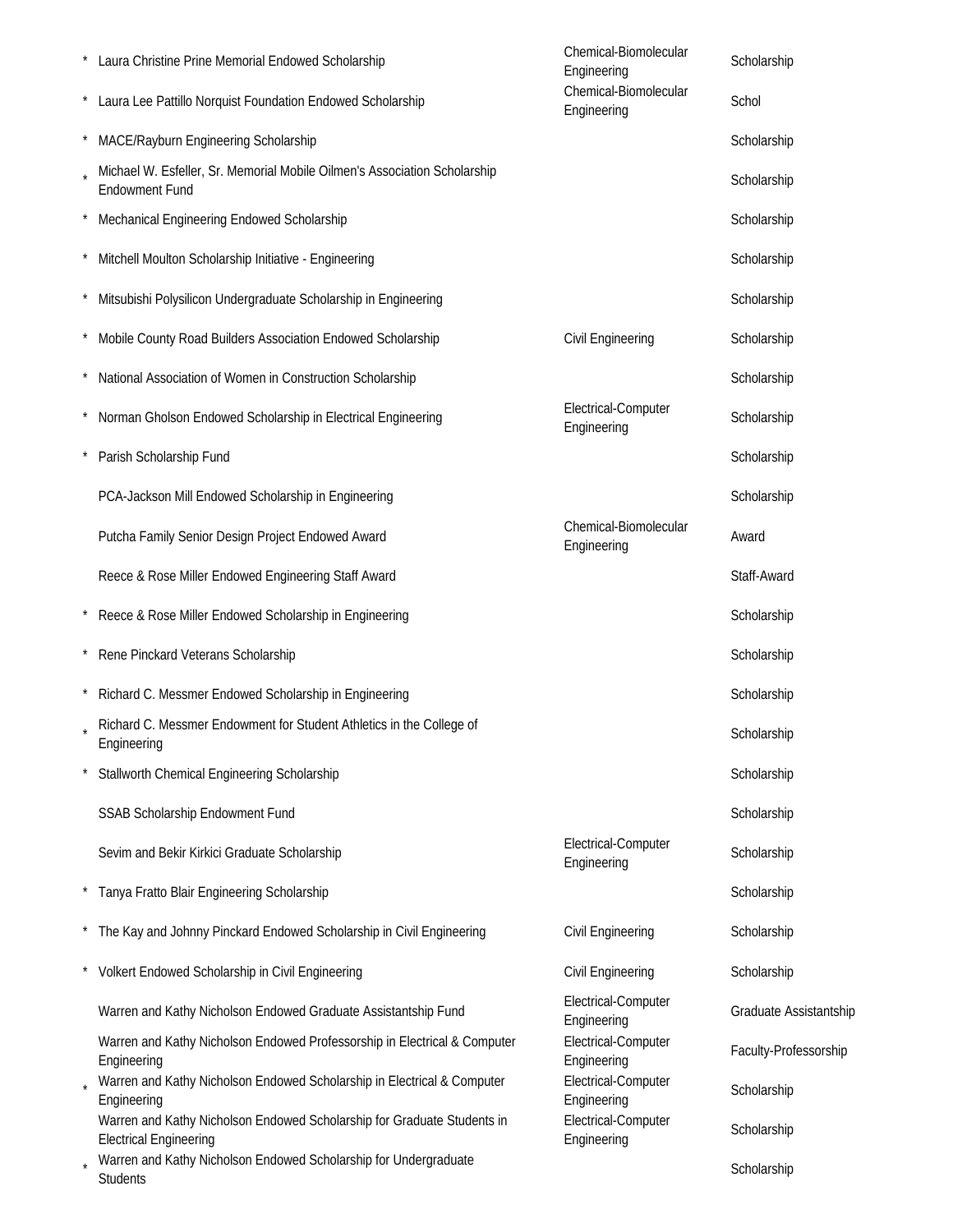| | | | |
|---|---|---|---|
| * | Laura Christine Prine Memorial Endowed Scholarship | Chemical-Biomolecular Engineering | Scholarship |
| * | Laura Lee Pattillo Norquist Foundation Endowed Scholarship | Chemical-Biomolecular Engineering | Schol |
| * | MACE/Rayburn Engineering Scholarship | | Scholarship |
| * | Michael W. Esfeller, Sr. Memorial Mobile Oilmen's Association Scholarship Endowment Fund | | Scholarship |
| * | Mechanical Engineering Endowed Scholarship | | Scholarship |
| * | Mitchell Moulton Scholarship Initiative - Engineering | | Scholarship |
| * | Mitsubishi Polysilicon Undergraduate Scholarship in Engineering | | Scholarship |
| * | Mobile County Road Builders Association Endowed Scholarship | Civil Engineering | Scholarship |
| * | National Association of Women in Construction Scholarship | | Scholarship |
| * | Norman Gholson Endowed Scholarship in Electrical Engineering | Electrical-Computer Engineering | Scholarship |
| * | Parish Scholarship Fund | | Scholarship |
| | PCA-Jackson Mill Endowed Scholarship in Engineering | | Scholarship |
| | Putcha Family Senior Design Project Endowed Award | Chemical-Biomolecular Engineering | Award |
| | Reece & Rose Miller Endowed Engineering Staff Award | | Staff-Award |
| * | Reece & Rose Miller Endowed Scholarship in Engineering | | Scholarship |
| * | Rene Pinckard Veterans Scholarship | | Scholarship |
| * | Richard C. Messmer Endowed Scholarship in Engineering | | Scholarship |
| * | Richard C. Messmer Endowment for Student Athletics in the College of Engineering | | Scholarship |
| * | Stallworth Chemical Engineering Scholarship | | Scholarship |
| | SSAB Scholarship Endowment Fund | | Scholarship |
| | Sevim and Bekir Kirkici Graduate Scholarship | Electrical-Computer Engineering | Scholarship |
| * | Tanya Fratto Blair Engineering Scholarship | | Scholarship |
| * | The Kay and Johnny Pinckard Endowed Scholarship in Civil Engineering | Civil Engineering | Scholarship |
| * | Volkert Endowed Scholarship in Civil Engineering | Civil Engineering | Scholarship |
| | Warren and Kathy Nicholson Endowed Graduate Assistantship Fund | Electrical-Computer Engineering | Graduate Assistantship |
| | Warren and Kathy Nicholson Endowed Professorship in Electrical & Computer Engineering | Electrical-Computer Engineering | Faculty-Professorship |
| * | Warren and Kathy Nicholson Endowed Scholarship in Electrical & Computer Engineering | Electrical-Computer Engineering | Scholarship |
| | Warren and Kathy Nicholson Endowed Scholarship for Graduate Students in Electrical Engineering | Electrical-Computer Engineering | Scholarship |
| * | Warren and Kathy Nicholson Endowed Scholarship for Undergraduate Students | | Scholarship |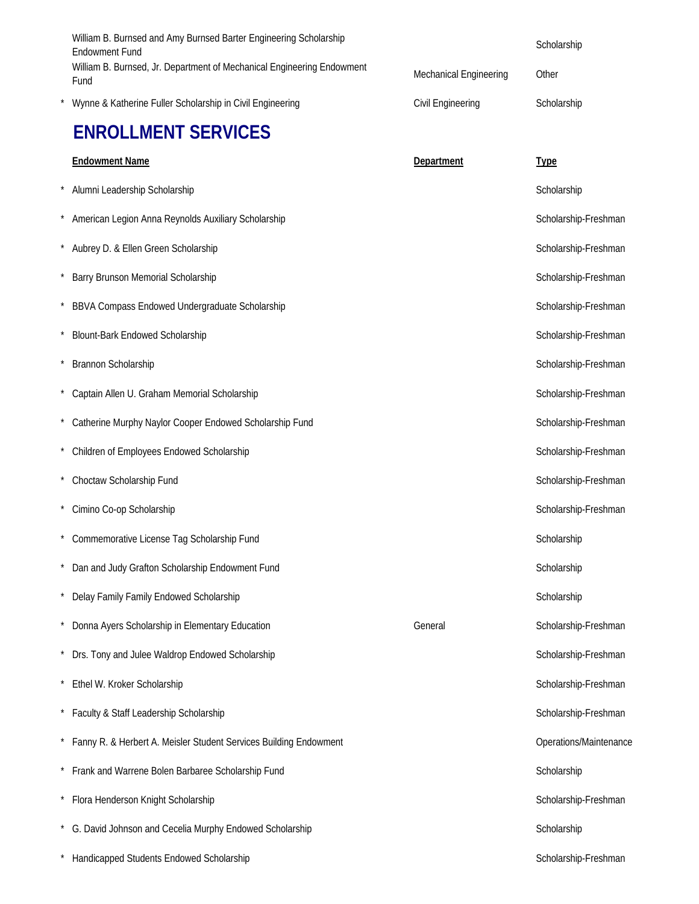| | Endowment Name | Department | Type |
|---|---|---|---|
| | William B. Burnsed and Amy Burnsed Barter Engineering Scholarship Endowment Fund | | Scholarship |
| | William B. Burnsed, Jr. Department of Mechanical Engineering Endowment Fund | Mechanical Engineering | Other |
| * | Wynne & Katherine Fuller Scholarship in Civil Engineering | Civil Engineering | Scholarship |

## ENROLLMENT SERVICES

| | Endowment Name | Department | Type |
|---|---|---|---|
| * | Alumni Leadership Scholarship | | Scholarship |
| * | American Legion Anna Reynolds Auxiliary Scholarship | | Scholarship-Freshman |
| * | Aubrey D. & Ellen Green Scholarship | | Scholarship-Freshman |
| * | Barry Brunson Memorial Scholarship | | Scholarship-Freshman |
| * | BBVA Compass Endowed Undergraduate Scholarship | | Scholarship-Freshman |
| * | Blount-Bark Endowed Scholarship | | Scholarship-Freshman |
| * | Brannon Scholarship | | Scholarship-Freshman |
| * | Captain Allen U. Graham Memorial Scholarship | | Scholarship-Freshman |
| * | Catherine Murphy Naylor Cooper Endowed Scholarship Fund | | Scholarship-Freshman |
| * | Children of Employees Endowed Scholarship | | Scholarship-Freshman |
| * | Choctaw Scholarship Fund | | Scholarship-Freshman |
| * | Cimino Co-op Scholarship | | Scholarship-Freshman |
| * | Commemorative License Tag Scholarship Fund | | Scholarship |
| * | Dan and Judy Grafton Scholarship Endowment Fund | | Scholarship |
| * | Delay Family Family Endowed Scholarship | | Scholarship |
| * | Donna Ayers Scholarship in Elementary Education | General | Scholarship-Freshman |
| * | Drs. Tony and Julee Waldrop Endowed Scholarship | | Scholarship-Freshman |
| * | Ethel W. Kroker Scholarship | | Scholarship-Freshman |
| * | Faculty & Staff Leadership Scholarship | | Scholarship-Freshman |
| * | Fanny R. & Herbert A. Meisler Student Services Building Endowment | | Operations/Maintenance |
| * | Frank and Warrene Bolen Barbaree Scholarship Fund | | Scholarship |
| * | Flora Henderson Knight Scholarship | | Scholarship-Freshman |
| * | G. David Johnson and Cecelia Murphy Endowed Scholarship | | Scholarship |
| * | Handicapped Students Endowed Scholarship | | Scholarship-Freshman |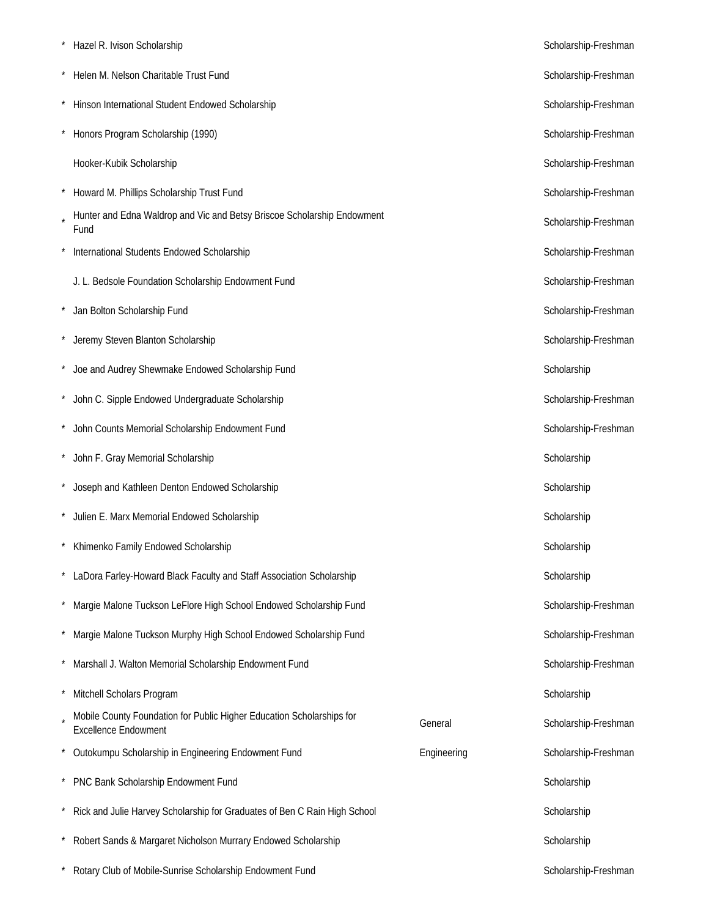| | | | |
|---|---|---|---|
| * | Hazel R. Ivison Scholarship | | Scholarship-Freshman |
| * | Helen M. Nelson Charitable Trust Fund | | Scholarship-Freshman |
| * | Hinson International Student Endowed Scholarship | | Scholarship-Freshman |
| * | Honors Program Scholarship (1990) | | Scholarship-Freshman |
| | Hooker-Kubik Scholarship | | Scholarship-Freshman |
| * | Howard M. Phillips Scholarship Trust Fund | | Scholarship-Freshman |
| * | Hunter and Edna Waldrop and Vic and Betsy Briscoe Scholarship Endowment Fund | | Scholarship-Freshman |
| * | International Students Endowed Scholarship | | Scholarship-Freshman |
| | J. L. Bedsole Foundation Scholarship Endowment Fund | | Scholarship-Freshman |
| * | Jan Bolton Scholarship Fund | | Scholarship-Freshman |
| * | Jeremy Steven Blanton Scholarship | | Scholarship-Freshman |
| * | Joe and Audrey Shewmake Endowed Scholarship Fund | | Scholarship |
| * | John C. Sipple Endowed Undergraduate Scholarship | | Scholarship-Freshman |
| * | John Counts Memorial Scholarship Endowment Fund | | Scholarship-Freshman |
| * | John F. Gray Memorial Scholarship | | Scholarship |
| * | Joseph and Kathleen Denton Endowed Scholarship | | Scholarship |
| * | Julien E. Marx Memorial Endowed Scholarship | | Scholarship |
| * | Khimenko Family Endowed Scholarship | | Scholarship |
| * | LaDora Farley-Howard Black Faculty and Staff Association Scholarship | | Scholarship |
| * | Margie Malone Tuckson LeFlore High School Endowed Scholarship Fund | | Scholarship-Freshman |
| * | Margie Malone Tuckson Murphy High School Endowed Scholarship Fund | | Scholarship-Freshman |
| * | Marshall J. Walton Memorial Scholarship Endowment Fund | | Scholarship-Freshman |
| * | Mitchell Scholars Program | | Scholarship |
| * | Mobile County Foundation for Public Higher Education Scholarships for Excellence Endowment | General | Scholarship-Freshman |
| * | Outokumpu Scholarship in Engineering Endowment Fund | Engineering | Scholarship-Freshman |
| * | PNC Bank Scholarship Endowment Fund | | Scholarship |
| * | Rick and Julie Harvey Scholarship for Graduates of Ben C Rain High School | | Scholarship |
| * | Robert Sands & Margaret Nicholson Murrary Endowed Scholarship | | Scholarship |
| * | Rotary Club of Mobile-Sunrise Scholarship Endowment Fund | | Scholarship-Freshman |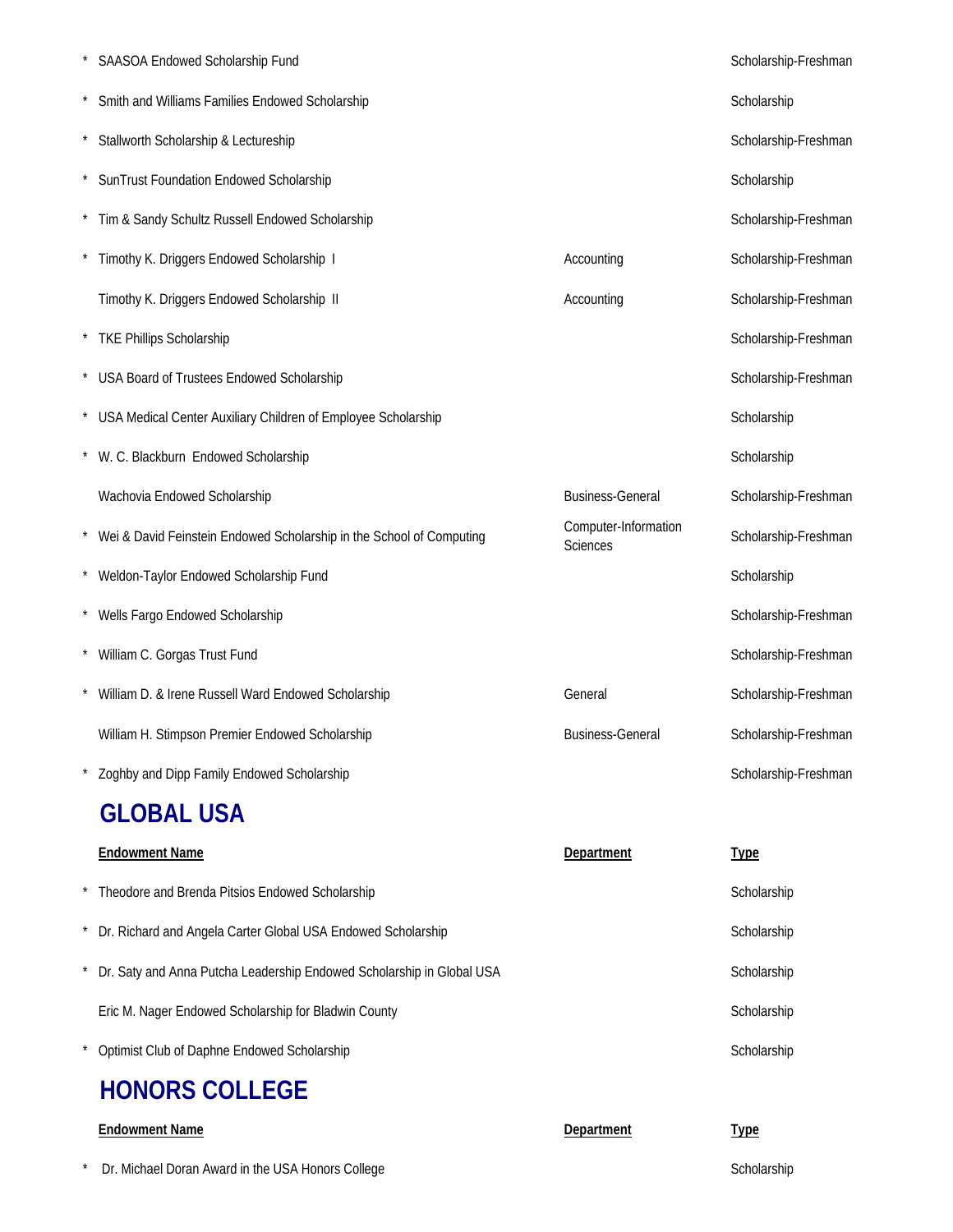| | Endowment Name | Department | Type |
|---|---|---|---|
| * | SAASOA Endowed Scholarship Fund | | Scholarship-Freshman |
| * | Smith and Williams Families Endowed Scholarship | | Scholarship |
| * | Stallworth Scholarship & Lectureship | | Scholarship-Freshman |
| * | SunTrust Foundation Endowed Scholarship | | Scholarship |
| * | Tim & Sandy Schultz Russell Endowed Scholarship | | Scholarship-Freshman |
| * | Timothy K. Driggers Endowed Scholarship I | Accounting | Scholarship-Freshman |
| | Timothy K. Driggers Endowed Scholarship II | Accounting | Scholarship-Freshman |
| * | TKE Phillips Scholarship | | Scholarship-Freshman |
| * | USA Board of Trustees Endowed Scholarship | | Scholarship-Freshman |
| * | USA Medical Center Auxiliary Children of Employee Scholarship | | Scholarship |
| * | W. C. Blackburn Endowed Scholarship | | Scholarship |
| | Wachovia Endowed Scholarship | Business-General | Scholarship-Freshman |
| * | Wei & David Feinstein Endowed Scholarship in the School of Computing | Computer-Information Sciences | Scholarship-Freshman |
| * | Weldon-Taylor Endowed Scholarship Fund | | Scholarship |
| * | Wells Fargo Endowed Scholarship | | Scholarship-Freshman |
| * | William C. Gorgas Trust Fund | | Scholarship-Freshman |
| * | William D. & Irene Russell Ward Endowed Scholarship | General | Scholarship-Freshman |
| | William H. Stimpson Premier Endowed Scholarship | Business-General | Scholarship-Freshman |
| * | Zoghby and Dipp Family Endowed Scholarship | | Scholarship-Freshman |

## GLOBAL USA

| | Endowment Name | Department | Type |
|---|---|---|---|
| * | Theodore and Brenda Pitsios Endowed Scholarship | | Scholarship |
| * | Dr. Richard and Angela Carter Global USA Endowed Scholarship | | Scholarship |
| * | Dr. Saty and Anna Putcha Leadership Endowed Scholarship in Global USA | | Scholarship |
| | Eric M. Nager Endowed Scholarship for Bladwin County | | Scholarship |
| * | Optimist Club of Daphne Endowed Scholarship | | Scholarship |

## HONORS COLLEGE

| | Endowment Name | Department | Type |
|---|---|---|---|
| * | Dr. Michael Doran Award in the USA Honors College | | Scholarship |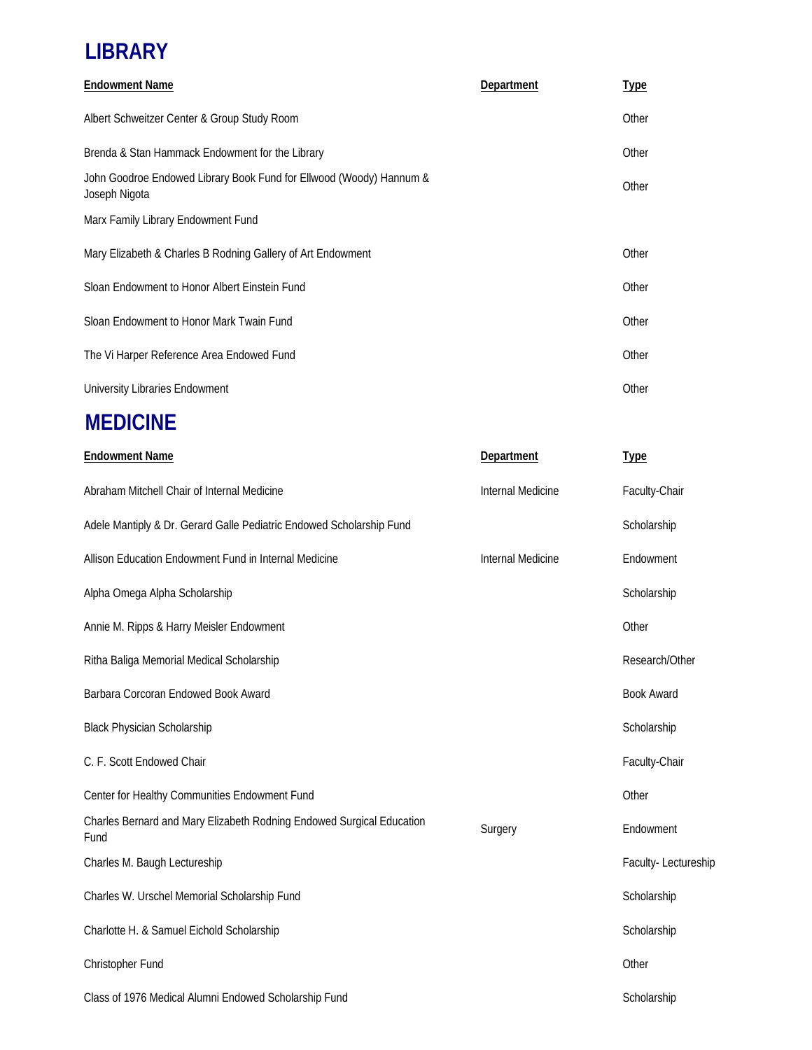## LIBRARY

| Endowment Name | Department | Type |
| --- | --- | --- |
| Albert Schweitzer Center & Group Study Room | | Other |
| Brenda & Stan Hammack Endowment for the Library | | Other |
| John Goodroe Endowed Library Book Fund for Ellwood (Woody) Hannum & Joseph Nigota | | Other |
| Marx Family Library Endowment Fund | | |
| Mary Elizabeth & Charles B Rodning Gallery of Art Endowment | | Other |
| Sloan Endowment to Honor Albert Einstein Fund | | Other |
| Sloan Endowment to Honor Mark Twain Fund | | Other |
| The Vi Harper Reference Area Endowed Fund | | Other |
| University Libraries Endowment | | Other |

## MEDICINE

| Endowment Name | Department | Type |
| --- | --- | --- |
| Abraham Mitchell Chair of Internal Medicine | Internal Medicine | Faculty-Chair |
| Adele Mantiply & Dr. Gerard Galle Pediatric Endowed Scholarship Fund | | Scholarship |
| Allison Education Endowment Fund in Internal Medicine | Internal Medicine | Endowment |
| Alpha Omega Alpha Scholarship | | Scholarship |
| Annie M. Ripps & Harry Meisler Endowment | | Other |
| Ritha Baliga Memorial Medical Scholarship | | Research/Other |
| Barbara Corcoran Endowed Book Award | | Book Award |
| Black Physician Scholarship | | Scholarship |
| C. F. Scott Endowed Chair | | Faculty-Chair |
| Center for Healthy Communities Endowment Fund | | Other |
| Charles Bernard and Mary Elizabeth Rodning Endowed Surgical Education Fund | Surgery | Endowment |
| Charles M. Baugh Lectureship | | Faculty- Lectureship |
| Charles W. Urschel Memorial Scholarship Fund | | Scholarship |
| Charlotte H. & Samuel Eichold Scholarship | | Scholarship |
| Christopher Fund | | Other |
| Class of 1976 Medical Alumni Endowed Scholarship Fund | | Scholarship |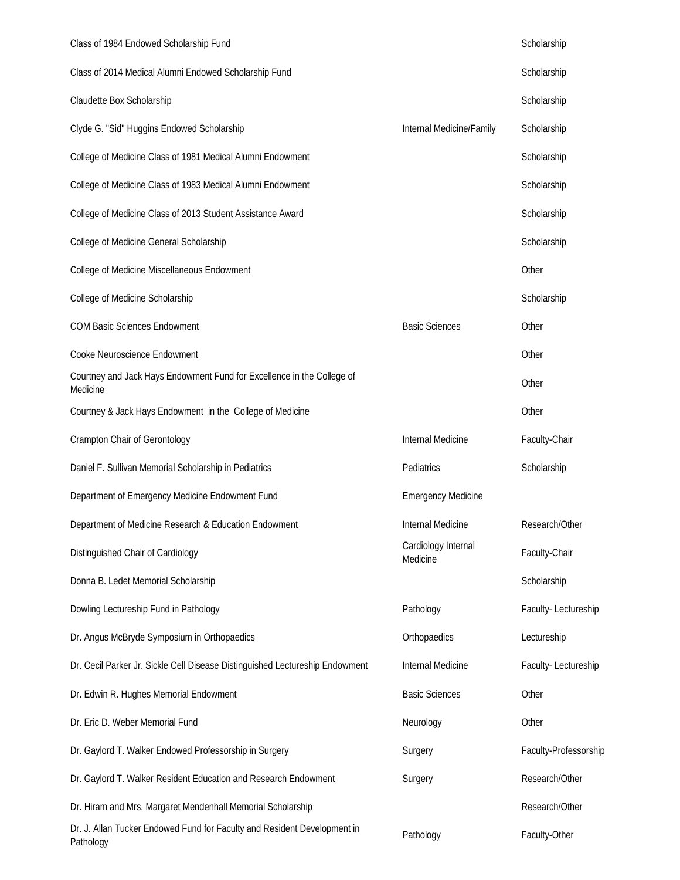| | | |
|---|---|---|
| Class of 1984 Endowed Scholarship Fund | | Scholarship |
| Class of 2014 Medical Alumni Endowed Scholarship Fund | | Scholarship |
| Claudette Box Scholarship | | Scholarship |
| Clyde G. "Sid" Huggins Endowed Scholarship | Internal Medicine/Family | Scholarship |
| College of Medicine Class of 1981 Medical Alumni Endowment | | Scholarship |
| College of Medicine Class of 1983 Medical Alumni Endowment | | Scholarship |
| College of Medicine Class of 2013 Student Assistance Award | | Scholarship |
| College of Medicine General Scholarship | | Scholarship |
| College of Medicine Miscellaneous Endowment | | Other |
| College of Medicine Scholarship | | Scholarship |
| COM Basic Sciences Endowment | Basic Sciences | Other |
| Cooke Neuroscience Endowment | | Other |
| Courtney and Jack Hays Endowment Fund for Excellence in the College of Medicine | | Other |
| Courtney & Jack Hays Endowment in the College of Medicine | | Other |
| Crampton Chair of Gerontology | Internal Medicine | Faculty-Chair |
| Daniel F. Sullivan Memorial Scholarship in Pediatrics | Pediatrics | Scholarship |
| Department of Emergency Medicine Endowment Fund | Emergency Medicine | |
| Department of Medicine Research & Education Endowment | Internal Medicine | Research/Other |
| Distinguished Chair of Cardiology | Cardiology Internal Medicine | Faculty-Chair |
| Donna B. Ledet Memorial Scholarship | | Scholarship |
| Dowling Lectureship Fund in Pathology | Pathology | Faculty- Lectureship |
| Dr. Angus McBryde Symposium in Orthopaedics | Orthopaedics | Lectureship |
| Dr. Cecil Parker Jr. Sickle Cell Disease Distinguished Lectureship Endowment | Internal Medicine | Faculty- Lectureship |
| Dr. Edwin R. Hughes Memorial Endowment | Basic Sciences | Other |
| Dr. Eric D. Weber Memorial Fund | Neurology | Other |
| Dr. Gaylord T. Walker Endowed Professorship in Surgery | Surgery | Faculty-Professorship |
| Dr. Gaylord T. Walker Resident Education and Research Endowment | Surgery | Research/Other |
| Dr. Hiram and Mrs. Margaret Mendenhall Memorial Scholarship | | Research/Other |
| Dr. J. Allan Tucker Endowed Fund for Faculty and Resident Development in Pathology | Pathology | Faculty-Other |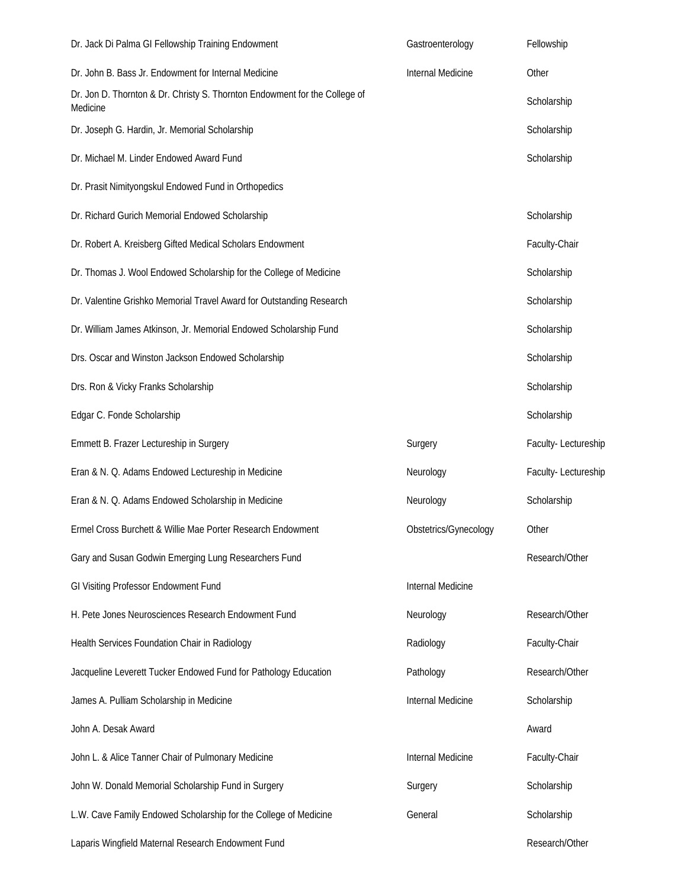| | | |
|---|---|---|
| Dr. Jack Di Palma GI Fellowship Training Endowment | Gastroenterology | Fellowship |
| Dr. John B. Bass Jr. Endowment for Internal Medicine | Internal Medicine | Other |
| Dr. Jon D. Thornton & Dr. Christy S. Thornton Endowment for the College of Medicine | | Scholarship |
| Dr. Joseph G. Hardin, Jr. Memorial Scholarship | | Scholarship |
| Dr. Michael M. Linder Endowed Award Fund | | Scholarship |
| Dr. Prasit Nimityongskul Endowed Fund in Orthopedics | | |
| Dr. Richard Gurich Memorial Endowed Scholarship | | Scholarship |
| Dr. Robert A. Kreisberg Gifted Medical Scholars Endowment | | Faculty-Chair |
| Dr. Thomas J. Wool Endowed Scholarship for the College of Medicine | | Scholarship |
| Dr. Valentine Grishko Memorial Travel Award for Outstanding Research | | Scholarship |
| Dr. William James Atkinson, Jr. Memorial Endowed Scholarship Fund | | Scholarship |
| Drs. Oscar and Winston Jackson Endowed Scholarship | | Scholarship |
| Drs. Ron & Vicky Franks Scholarship | | Scholarship |
| Edgar C. Fonde Scholarship | | Scholarship |
| Emmett B. Frazer Lectureship in Surgery | Surgery | Faculty- Lectureship |
| Eran & N. Q. Adams Endowed Lectureship in Medicine | Neurology | Faculty- Lectureship |
| Eran & N. Q. Adams Endowed Scholarship in Medicine | Neurology | Scholarship |
| Ermel Cross Burchett & Willie Mae Porter Research Endowment | Obstetrics/Gynecology | Other |
| Gary and Susan Godwin Emerging Lung Researchers Fund | | Research/Other |
| GI Visiting Professor Endowment Fund | Internal Medicine | |
| H. Pete Jones Neurosciences Research Endowment Fund | Neurology | Research/Other |
| Health Services Foundation Chair in Radiology | Radiology | Faculty-Chair |
| Jacqueline Leverett Tucker Endowed Fund for Pathology Education | Pathology | Research/Other |
| James A. Pulliam Scholarship in Medicine | Internal Medicine | Scholarship |
| John A. Desak Award | | Award |
| John L. & Alice Tanner Chair of Pulmonary Medicine | Internal Medicine | Faculty-Chair |
| John W. Donald Memorial Scholarship Fund in Surgery | Surgery | Scholarship |
| L.W. Cave Family Endowed Scholarship for the College of Medicine | General | Scholarship |
| Laparis Wingfield Maternal Research Endowment Fund | | Research/Other |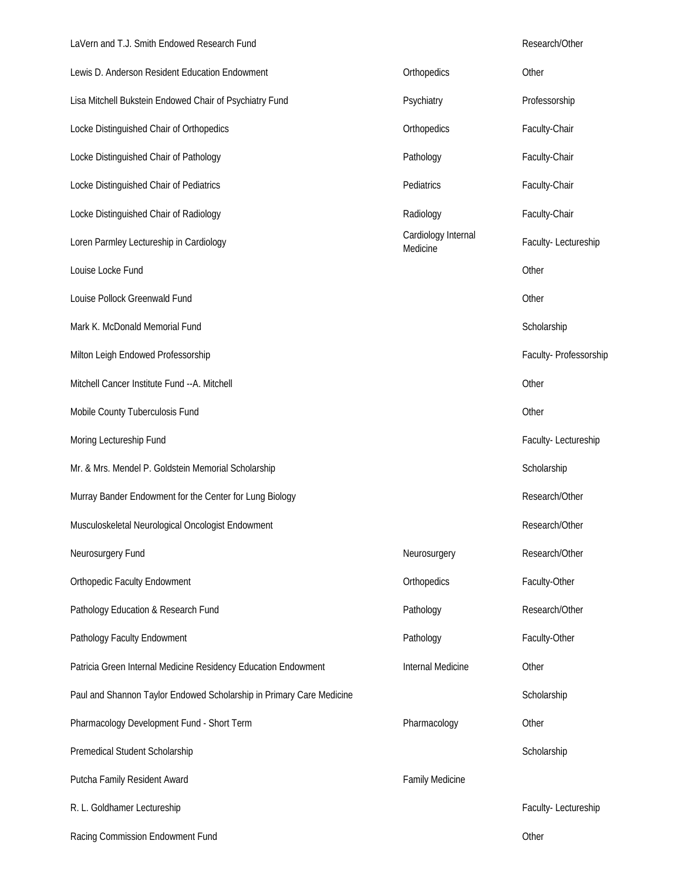| | | |
|---|---|---|
| LaVern and T.J. Smith Endowed Research Fund | | Research/Other |
| Lewis D. Anderson Resident Education Endowment | Orthopedics | Other |
| Lisa Mitchell Bukstein Endowed Chair of Psychiatry Fund | Psychiatry | Professorship |
| Locke Distinguished Chair of Orthopedics | Orthopedics | Faculty-Chair |
| Locke Distinguished Chair of Pathology | Pathology | Faculty-Chair |
| Locke Distinguished Chair of Pediatrics | Pediatrics | Faculty-Chair |
| Locke Distinguished Chair of Radiology | Radiology | Faculty-Chair |
| Loren Parmley Lectureship in Cardiology | Cardiology Internal Medicine | Faculty- Lectureship |
| Louise Locke Fund | | Other |
| Louise Pollock Greenwald Fund | | Other |
| Mark K. McDonald Memorial Fund | | Scholarship |
| Milton Leigh Endowed Professorship | | Faculty- Professorship |
| Mitchell Cancer Institute Fund --A. Mitchell | | Other |
| Mobile County Tuberculosis Fund | | Other |
| Moring Lectureship Fund | | Faculty- Lectureship |
| Mr. & Mrs. Mendel P. Goldstein Memorial Scholarship | | Scholarship |
| Murray Bander Endowment for the Center for Lung Biology | | Research/Other |
| Musculoskeletal Neurological Oncologist Endowment | | Research/Other |
| Neurosurgery Fund | Neurosurgery | Research/Other |
| Orthopedic Faculty Endowment | Orthopedics | Faculty-Other |
| Pathology Education & Research Fund | Pathology | Research/Other |
| Pathology Faculty Endowment | Pathology | Faculty-Other |
| Patricia Green Internal Medicine Residency Education Endowment | Internal Medicine | Other |
| Paul and Shannon Taylor Endowed Scholarship in Primary Care Medicine | | Scholarship |
| Pharmacology Development Fund - Short Term | Pharmacology | Other |
| Premedical Student Scholarship | | Scholarship |
| Putcha Family Resident Award | Family Medicine | |
| R. L. Goldhamer Lectureship | | Faculty- Lectureship |
| Racing Commission Endowment Fund | | Other |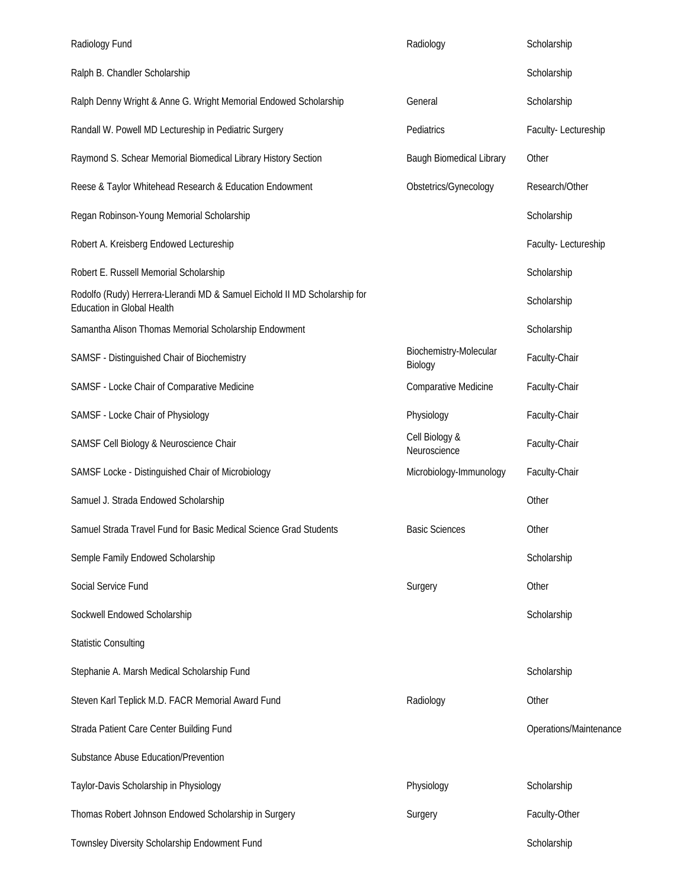| | | |
|---|---|---|
| Radiology Fund | Radiology | Scholarship |
| Ralph B. Chandler Scholarship | | Scholarship |
| Ralph Denny Wright & Anne G. Wright Memorial Endowed Scholarship | General | Scholarship |
| Randall W. Powell MD Lectureship in Pediatric Surgery | Pediatrics | Faculty- Lectureship |
| Raymond S. Schear Memorial Biomedical Library History Section | Baugh Biomedical Library | Other |
| Reese & Taylor Whitehead Research & Education Endowment | Obstetrics/Gynecology | Research/Other |
| Regan Robinson-Young Memorial Scholarship | | Scholarship |
| Robert A. Kreisberg Endowed Lectureship | | Faculty- Lectureship |
| Robert E. Russell Memorial Scholarship | | Scholarship |
| Rodolfo (Rudy) Herrera-Llerandi MD & Samuel Eichold II MD Scholarship for Education in Global Health | | Scholarship |
| Samantha Alison Thomas Memorial Scholarship Endowment | | Scholarship |
| SAMSF - Distinguished Chair of Biochemistry | Biochemistry-Molecular Biology | Faculty-Chair |
| SAMSF - Locke Chair of Comparative Medicine | Comparative Medicine | Faculty-Chair |
| SAMSF - Locke Chair of Physiology | Physiology | Faculty-Chair |
| SAMSF Cell Biology & Neuroscience Chair | Cell Biology & Neuroscience | Faculty-Chair |
| SAMSF Locke - Distinguished Chair of Microbiology | Microbiology-Immunology | Faculty-Chair |
| Samuel J. Strada Endowed Scholarship | | Other |
| Samuel Strada Travel Fund for Basic Medical Science Grad Students | Basic Sciences | Other |
| Semple Family Endowed Scholarship | | Scholarship |
| Social Service Fund | Surgery | Other |
| Sockwell Endowed Scholarship | | Scholarship |
| Statistic Consulting | | |
| Stephanie A. Marsh Medical Scholarship Fund | | Scholarship |
| Steven Karl Teplick M.D. FACR Memorial Award Fund | Radiology | Other |
| Strada Patient Care Center Building Fund | | Operations/Maintenance |
| Substance Abuse Education/Prevention | | |
| Taylor-Davis Scholarship in Physiology | Physiology | Scholarship |
| Thomas Robert Johnson Endowed Scholarship in Surgery | Surgery | Faculty-Other |
| Townsley Diversity Scholarship Endowment Fund | | Scholarship |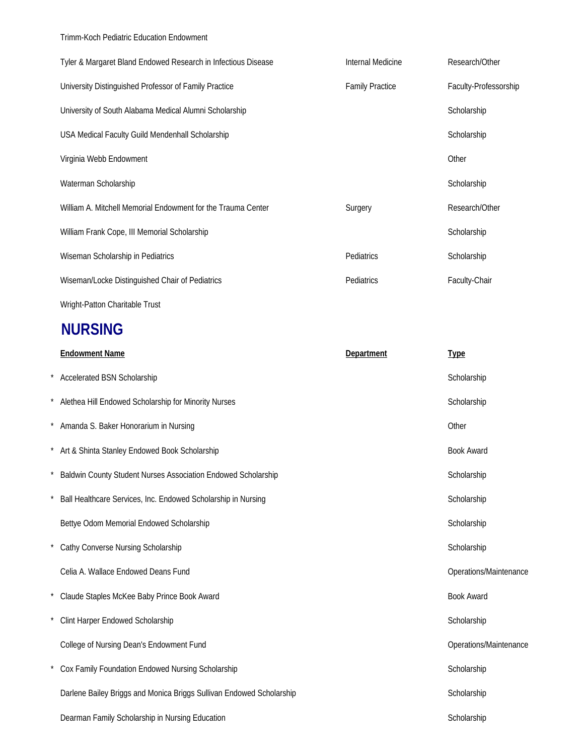| | Endowment Name | Department | Type |
|---|---|---|---|
| | Trimm-Koch Pediatric Education Endowment | | |
| | Tyler & Margaret Bland Endowed Research in Infectious Disease | Internal Medicine | Research/Other |
| | University Distinguished Professor of Family Practice | Family Practice | Faculty-Professorship |
| | University of South Alabama Medical Alumni Scholarship | | Scholarship |
| | USA Medical Faculty Guild Mendenhall Scholarship | | Scholarship |
| | Virginia Webb Endowment | | Other |
| | Waterman Scholarship | | Scholarship |
| | William A. Mitchell Memorial Endowment for the Trauma Center | Surgery | Research/Other |
| | William Frank Cope, III Memorial Scholarship | | Scholarship |
| | Wiseman Scholarship in Pediatrics | Pediatrics | Scholarship |
| | Wiseman/Locke Distinguished Chair of Pediatrics | Pediatrics | Faculty-Chair |
| | Wright-Patton Charitable Trust | | |

## NURSING

| | Endowment Name | Department | Type |
|---|---|---|---|
| * | Accelerated BSN Scholarship | | Scholarship |
| * | Alethea Hill Endowed Scholarship for Minority Nurses | | Scholarship |
| * | Amanda S. Baker Honorarium in Nursing | | Other |
| * | Art & Shinta Stanley Endowed Book Scholarship | | Book Award |
| * | Baldwin County Student Nurses Association Endowed Scholarship | | Scholarship |
| * | Ball Healthcare Services, Inc. Endowed Scholarship in Nursing | | Scholarship |
| | Bettye Odom Memorial Endowed Scholarship | | Scholarship |
| * | Cathy Converse Nursing Scholarship | | Scholarship |
| | Celia A. Wallace Endowed Deans Fund | | Operations/Maintenance |
| * | Claude Staples McKee Baby Prince Book Award | | Book Award |
| * | Clint Harper Endowed Scholarship | | Scholarship |
| | College of Nursing Dean's Endowment Fund | | Operations/Maintenance |
| * | Cox Family Foundation Endowed Nursing Scholarship | | Scholarship |
| | Darlene Bailey Briggs and Monica Briggs Sullivan Endowed Scholarship | | Scholarship |
| | Dearman Family Scholarship in Nursing Education | | Scholarship |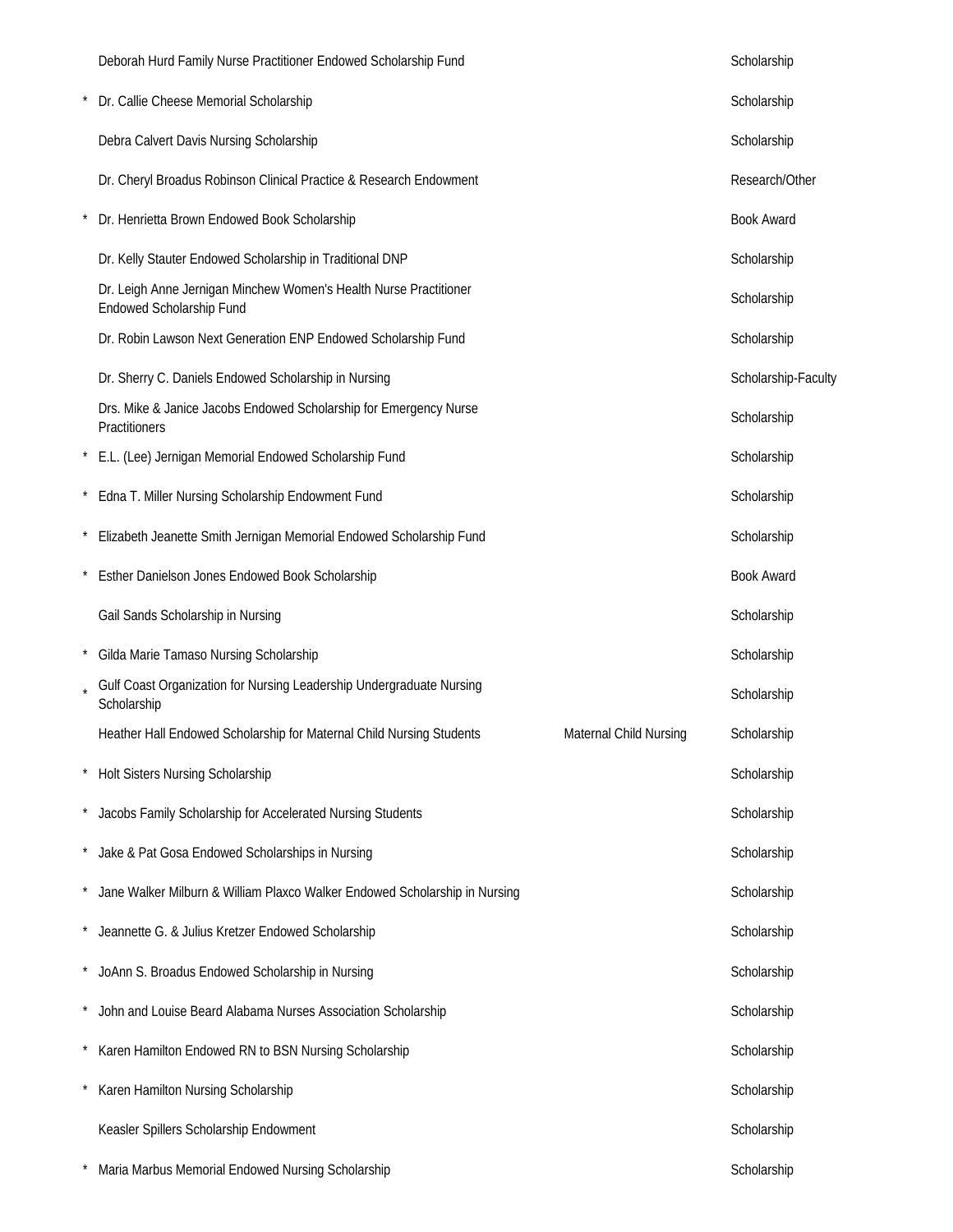| | | | |
|---|---|---|---|
| | Deborah Hurd Family Nurse Practitioner Endowed Scholarship Fund | | Scholarship |
| * | Dr. Callie Cheese Memorial Scholarship | | Scholarship |
| | Debra Calvert Davis Nursing Scholarship | | Scholarship |
| | Dr. Cheryl Broadus Robinson Clinical Practice & Research Endowment | | Research/Other |
| * | Dr. Henrietta Brown Endowed Book Scholarship | | Book Award |
| | Dr. Kelly Stauter Endowed Scholarship in Traditional DNP | | Scholarship |
| | Dr. Leigh Anne Jernigan Minchew Women's Health Nurse Practitioner Endowed Scholarship Fund | | Scholarship |
| | Dr. Robin Lawson Next Generation ENP Endowed Scholarship Fund | | Scholarship |
| | Dr. Sherry C. Daniels Endowed Scholarship in Nursing | | Scholarship-Faculty |
| | Drs. Mike & Janice Jacobs Endowed Scholarship for Emergency Nurse Practitioners | | Scholarship |
| * | E.L. (Lee) Jernigan Memorial Endowed Scholarship Fund | | Scholarship |
| * | Edna T. Miller Nursing Scholarship Endowment Fund | | Scholarship |
| * | Elizabeth Jeanette Smith Jernigan Memorial Endowed Scholarship Fund | | Scholarship |
| * | Esther Danielson Jones Endowed Book Scholarship | | Book Award |
| | Gail Sands Scholarship in Nursing | | Scholarship |
| * | Gilda Marie Tamaso Nursing Scholarship | | Scholarship |
| * | Gulf Coast Organization for Nursing Leadership Undergraduate Nursing Scholarship | | Scholarship |
| | Heather Hall Endowed Scholarship for Maternal Child Nursing Students | Maternal Child Nursing | Scholarship |
| * | Holt Sisters Nursing Scholarship | | Scholarship |
| * | Jacobs Family Scholarship for Accelerated Nursing Students | | Scholarship |
| * | Jake & Pat Gosa Endowed Scholarships in Nursing | | Scholarship |
| * | Jane Walker Milburn & William Plaxco Walker Endowed Scholarship in Nursing | | Scholarship |
| * | Jeannette G. & Julius Kretzer Endowed Scholarship | | Scholarship |
| * | JoAnn S. Broadus Endowed Scholarship in Nursing | | Scholarship |
| * | John and Louise Beard Alabama Nurses Association Scholarship | | Scholarship |
| * | Karen Hamilton Endowed RN to BSN Nursing Scholarship | | Scholarship |
| * | Karen Hamilton Nursing Scholarship | | Scholarship |
| | Keasler Spillers Scholarship Endowment | | Scholarship |
| * | Maria Marbus Memorial Endowed Nursing Scholarship | | Scholarship |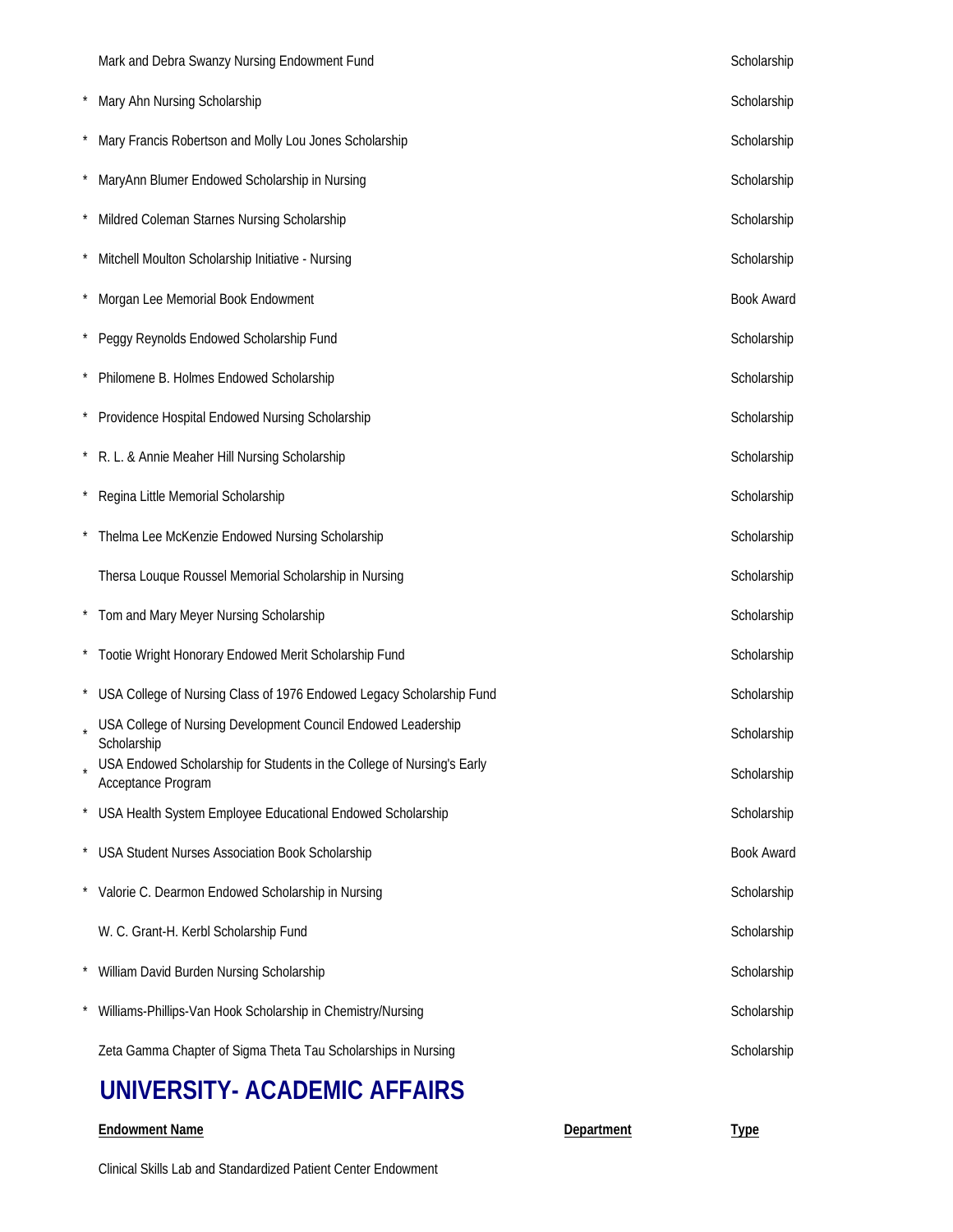| | Endowment Name | Type |
|---|---|---|
| | Mark and Debra Swanzy Nursing Endowment Fund | Scholarship |
| * | Mary Ahn Nursing Scholarship | Scholarship |
| * | Mary Francis Robertson and Molly Lou Jones Scholarship | Scholarship |
| * | MaryAnn Blumer Endowed Scholarship in Nursing | Scholarship |
| * | Mildred Coleman Starnes Nursing Scholarship | Scholarship |
| * | Mitchell Moulton Scholarship Initiative - Nursing | Scholarship |
| * | Morgan Lee Memorial Book Endowment | Book Award |
| * | Peggy Reynolds Endowed Scholarship Fund | Scholarship |
| * | Philomene B. Holmes Endowed Scholarship | Scholarship |
| * | Providence Hospital Endowed Nursing Scholarship | Scholarship |
| * | R. L. & Annie Meaher Hill Nursing Scholarship | Scholarship |
| * | Regina Little Memorial Scholarship | Scholarship |
| * | Thelma Lee McKenzie Endowed Nursing Scholarship | Scholarship |
| | Thersa Louque Roussel Memorial Scholarship in Nursing | Scholarship |
| * | Tom and Mary Meyer Nursing Scholarship | Scholarship |
| * | Tootie Wright Honorary Endowed Merit Scholarship Fund | Scholarship |
| * | USA College of Nursing Class of 1976 Endowed Legacy Scholarship Fund | Scholarship |
| * | USA College of Nursing Development Council Endowed Leadership Scholarship | Scholarship |
| * | USA Endowed Scholarship for Students in the College of Nursing's Early Acceptance Program | Scholarship |
| * | USA Health System Employee Educational Endowed Scholarship | Scholarship |
| * | USA Student Nurses Association Book Scholarship | Book Award |
| * | Valorie C. Dearmon Endowed Scholarship in Nursing | Scholarship |
| | W. C. Grant-H. Kerbl Scholarship Fund | Scholarship |
| * | William David Burden Nursing Scholarship | Scholarship |
| * | Williams-Phillips-Van Hook Scholarship in Chemistry/Nursing | Scholarship |
| | Zeta Gamma Chapter of Sigma Theta Tau Scholarships in Nursing | Scholarship |

## UNIVERSITY- ACADEMIC AFFAIRS

| Endowment Name | Department | Type |
|---|---|---|
| Clinical Skills Lab and Standardized Patient Center Endowment | | |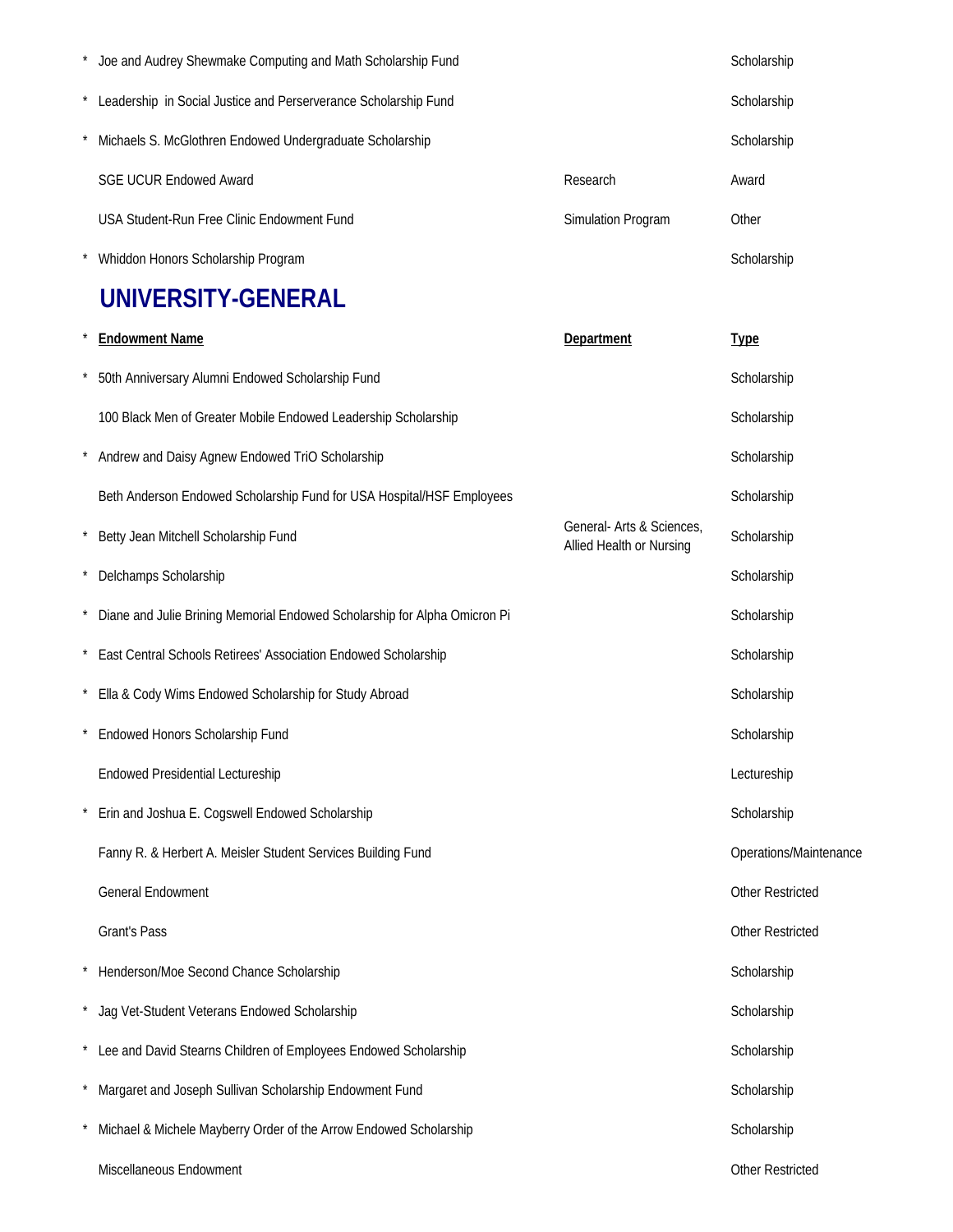| | | | |
|---|---|---|---|
| * | Joe and Audrey Shewmake Computing and Math Scholarship Fund | | Scholarship |
| * | Leadership in Social Justice and Perserverance Scholarship Fund | | Scholarship |
| * | Michaels S. McGlothren Endowed Undergraduate Scholarship | | Scholarship |
| | SGE UCUR Endowed Award | Research | Award |
| | USA Student-Run Free Clinic Endowment Fund | Simulation Program | Other |
| * | Whiddon Honors Scholarship Program | | Scholarship |

## UNIVERSITY-GENERAL

| * | Endowment Name | Department | Type |
|---|---|---|---|
| * | 50th Anniversary Alumni Endowed Scholarship Fund | | Scholarship |
| | 100 Black Men of Greater Mobile Endowed Leadership Scholarship | | Scholarship |
| * | Andrew and Daisy Agnew Endowed TriO Scholarship | | Scholarship |
| | Beth Anderson Endowed Scholarship Fund for USA Hospital/HSF Employees | | Scholarship |
| * | Betty Jean Mitchell Scholarship Fund | General- Arts & Sciences, Allied Health or Nursing | Scholarship |
| * | Delchamps Scholarship | | Scholarship |
| * | Diane and Julie Brining Memorial Endowed Scholarship for Alpha Omicron Pi | | Scholarship |
| * | East Central Schools Retirees' Association Endowed Scholarship | | Scholarship |
| * | Ella & Cody Wims Endowed Scholarship for Study Abroad | | Scholarship |
| * | Endowed Honors Scholarship Fund | | Scholarship |
| | Endowed Presidential Lectureship | | Lectureship |
| * | Erin and Joshua E. Cogswell Endowed Scholarship | | Scholarship |
| | Fanny R. & Herbert A. Meisler Student Services Building Fund | | Operations/Maintenance |
| | General Endowment | | Other Restricted |
| | Grant's Pass | | Other Restricted |
| * | Henderson/Moe Second Chance Scholarship | | Scholarship |
| * | Jag Vet-Student Veterans Endowed Scholarship | | Scholarship |
| * | Lee and David Stearns Children of Employees Endowed Scholarship | | Scholarship |
| * | Margaret and Joseph Sullivan Scholarship Endowment Fund | | Scholarship |
| * | Michael & Michele Mayberry Order of the Arrow Endowed Scholarship | | Scholarship |
| | Miscellaneous Endowment | | Other Restricted |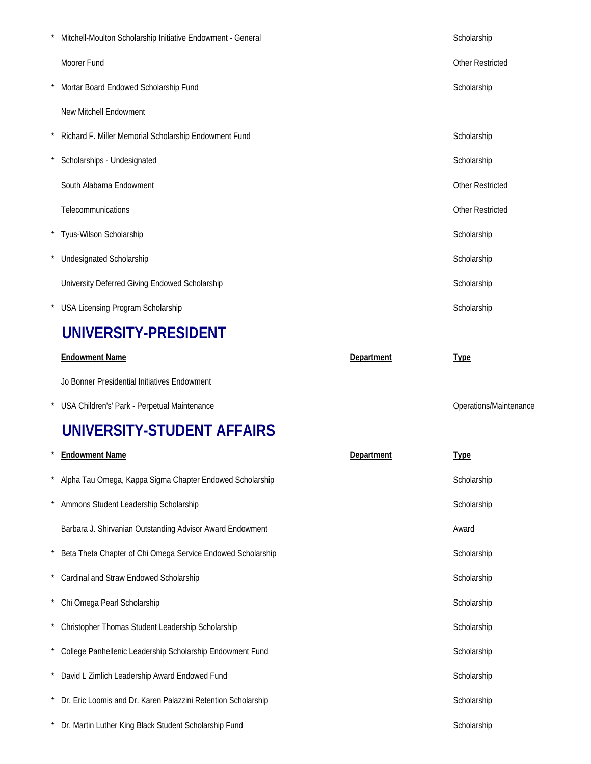| | Endowment Name | Department | Type |
|---|---|---|---|
| * | Mitchell-Moulton Scholarship Initiative Endowment - General | | Scholarship |
| | Moorer Fund | | Other Restricted |
| * | Mortar Board Endowed Scholarship Fund | | Scholarship |
| | New Mitchell Endowment | | |
| * | Richard F. Miller Memorial Scholarship Endowment Fund | | Scholarship |
| * | Scholarships - Undesignated | | Scholarship |
| | South Alabama Endowment | | Other Restricted |
| | Telecommunications | | Other Restricted |
| * | Tyus-Wilson Scholarship | | Scholarship |
| * | Undesignated Scholarship | | Scholarship |
| | University Deferred Giving Endowed Scholarship | | Scholarship |
| * | USA Licensing Program Scholarship | | Scholarship |

## UNIVERSITY-PRESIDENT

| | Endowment Name | Department | Type |
|---|---|---|---|
| | Jo Bonner Presidential Initiatives Endowment | | |
| * | USA Children's' Park - Perpetual Maintenance | | Operations/Maintenance |

## UNIVERSITY-STUDENT AFFAIRS

| * | Endowment Name | Department | Type |
|---|---|---|---|
| * | Alpha Tau Omega, Kappa Sigma Chapter Endowed Scholarship | | Scholarship |
| * | Ammons Student Leadership Scholarship | | Scholarship |
| | Barbara J. Shirvanian Outstanding Advisor Award Endowment | | Award |
| * | Beta Theta Chapter of Chi Omega Service Endowed Scholarship | | Scholarship |
| * | Cardinal and Straw Endowed Scholarship | | Scholarship |
| * | Chi Omega Pearl Scholarship | | Scholarship |
| * | Christopher Thomas Student Leadership Scholarship | | Scholarship |
| * | College Panhellenic Leadership Scholarship Endowment Fund | | Scholarship |
| * | David L Zimlich Leadership Award Endowed Fund | | Scholarship |
| * | Dr. Eric Loomis and Dr. Karen Palazzini Retention Scholarship | | Scholarship |
| * | Dr. Martin Luther King Black Student Scholarship Fund | | Scholarship |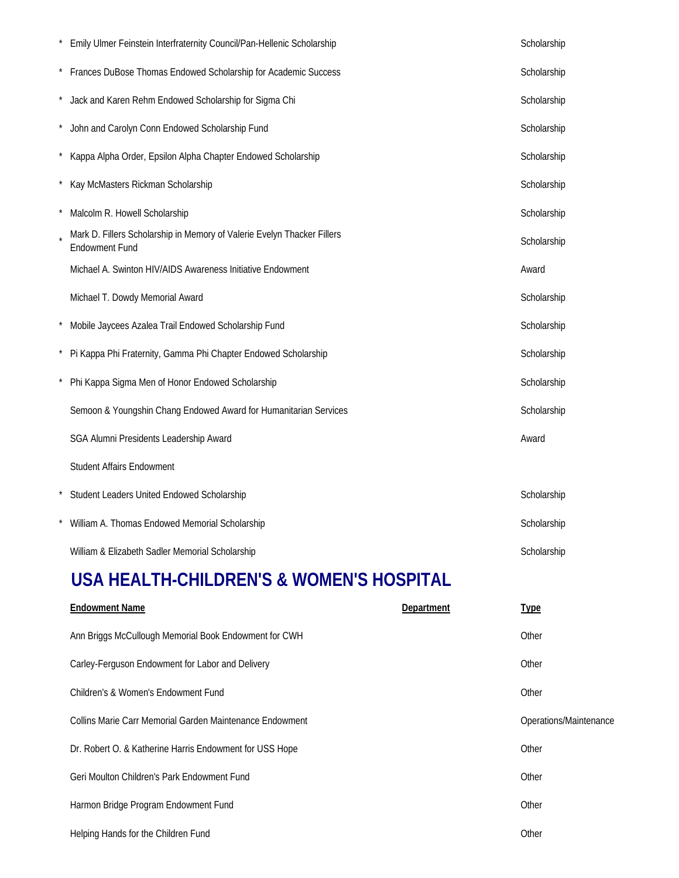| | Endowment Name | Department | Type |
|---|---|---|---|
| * | Emily Ulmer Feinstein Interfraternity Council/Pan-Hellenic Scholarship | | Scholarship |
| * | Frances DuBose Thomas Endowed Scholarship for Academic Success | | Scholarship |
| * | Jack and Karen Rehm Endowed Scholarship for Sigma Chi | | Scholarship |
| * | John and Carolyn Conn Endowed Scholarship Fund | | Scholarship |
| * | Kappa Alpha Order, Epsilon Alpha Chapter Endowed Scholarship | | Scholarship |
| * | Kay McMasters Rickman Scholarship | | Scholarship |
| * | Malcolm R. Howell Scholarship | | Scholarship |
| * | Mark D. Fillers Scholarship in Memory of Valerie Evelyn Thacker Fillers Endowment Fund | | Scholarship |
| | Michael A. Swinton HIV/AIDS Awareness Initiative Endowment | | Award |
| | Michael T. Dowdy Memorial Award | | Scholarship |
| * | Mobile Jaycees Azalea Trail Endowed Scholarship Fund | | Scholarship |
| * | Pi Kappa Phi Fraternity, Gamma Phi Chapter Endowed Scholarship | | Scholarship |
| * | Phi Kappa Sigma Men of Honor Endowed Scholarship | | Scholarship |
| | Semoon & Youngshin Chang Endowed Award for Humanitarian Services | | Scholarship |
| | SGA Alumni Presidents Leadership Award | | Award |
| | Student Affairs Endowment | | |
| * | Student Leaders United Endowed Scholarship | | Scholarship |
| * | William A. Thomas Endowed Memorial Scholarship | | Scholarship |
| | William & Elizabeth Sadler Memorial Scholarship | | Scholarship |

## USA HEALTH-CHILDREN'S & WOMEN'S HOSPITAL

| Endowment Name | Department | Type |
|---|---|---|
| Ann Briggs McCullough Memorial Book Endowment for CWH | | Other |
| Carley-Ferguson Endowment for Labor and Delivery | | Other |
| Children's & Women's Endowment Fund | | Other |
| Collins Marie Carr Memorial Garden Maintenance Endowment | | Operations/Maintenance |
| Dr. Robert O. & Katherine Harris Endowment for USS Hope | | Other |
| Geri Moulton Children's Park Endowment Fund | | Other |
| Harmon Bridge Program Endowment Fund | | Other |
| Helping Hands for the Children Fund | | Other |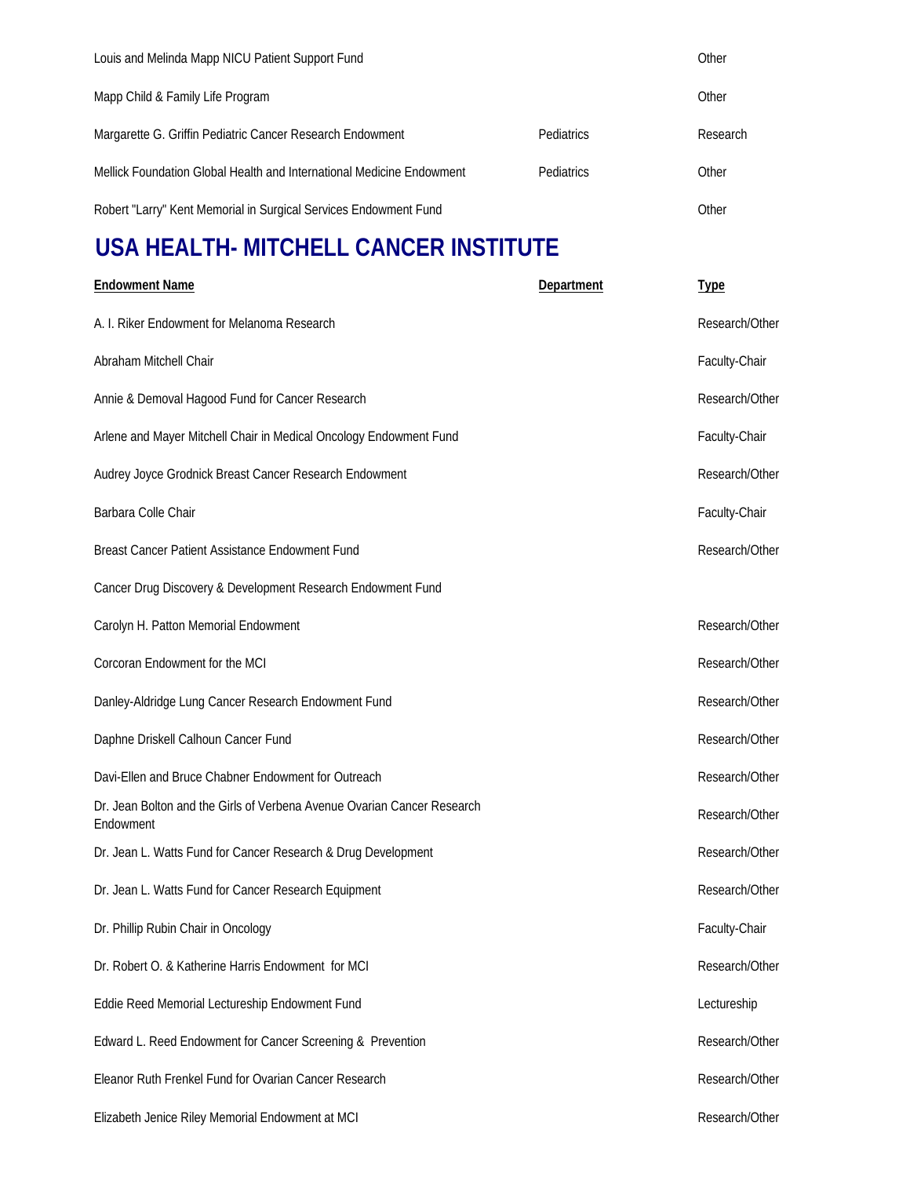| | | |
|---|---|---|
| Louis and Melinda Mapp NICU Patient Support Fund | | Other |
| Mapp Child & Family Life Program | | Other |
| Margarette G. Griffin Pediatric Cancer Research Endowment | Pediatrics | Research |
| Mellick Foundation Global Health and International Medicine Endowment | Pediatrics | Other |
| Robert "Larry" Kent Memorial in Surgical Services Endowment Fund | | Other |

## USA HEALTH- MITCHELL CANCER INSTITUTE

| Endowment Name | Department | Type |
|---|---|---|
| A. I. Riker Endowment for Melanoma Research | | Research/Other |
| Abraham Mitchell Chair | | Faculty-Chair |
| Annie & Demoval Hagood Fund for Cancer Research | | Research/Other |
| Arlene and Mayer Mitchell Chair in Medical Oncology Endowment Fund | | Faculty-Chair |
| Audrey Joyce Grodnick Breast Cancer Research Endowment | | Research/Other |
| Barbara Colle Chair | | Faculty-Chair |
| Breast Cancer Patient Assistance Endowment Fund | | Research/Other |
| Cancer Drug Discovery & Development Research Endowment Fund | | |
| Carolyn H. Patton Memorial Endowment | | Research/Other |
| Corcoran Endowment for the MCI | | Research/Other |
| Danley-Aldridge Lung Cancer Research Endowment Fund | | Research/Other |
| Daphne Driskell Calhoun Cancer Fund | | Research/Other |
| Davi-Ellen and Bruce Chabner Endowment for Outreach | | Research/Other |
| Dr. Jean Bolton and the Girls of Verbena Avenue Ovarian Cancer Research Endowment | | Research/Other |
| Dr. Jean L. Watts Fund for Cancer Research & Drug Development | | Research/Other |
| Dr. Jean L. Watts Fund for Cancer Research Equipment | | Research/Other |
| Dr. Phillip Rubin Chair in Oncology | | Faculty-Chair |
| Dr. Robert O. & Katherine Harris Endowment for MCI | | Research/Other |
| Eddie Reed Memorial Lectureship Endowment Fund | | Lectureship |
| Edward L. Reed Endowment for Cancer Screening & Prevention | | Research/Other |
| Eleanor Ruth Frenkel Fund for Ovarian Cancer Research | | Research/Other |
| Elizabeth Jenice Riley Memorial Endowment at MCI | | Research/Other |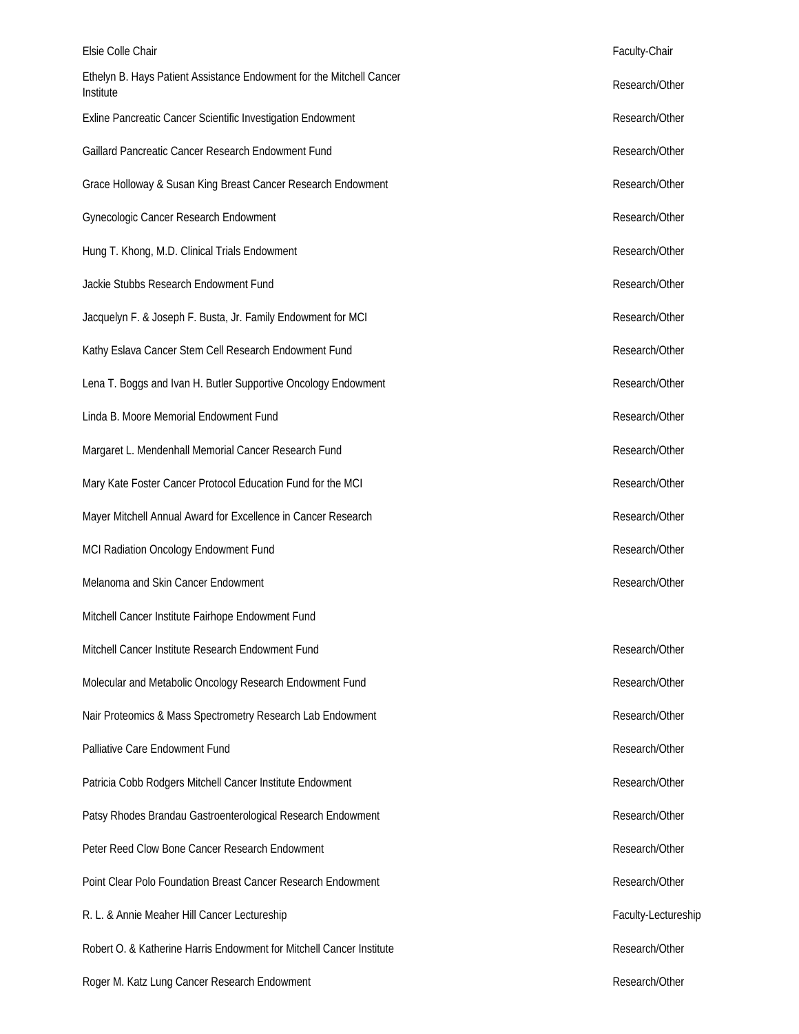| | |
|---|---|
| Elsie Colle Chair | Faculty-Chair |
| Ethelyn B. Hays Patient Assistance Endowment for the Mitchell Cancer Institute | Research/Other |
| Exline Pancreatic Cancer Scientific Investigation Endowment | Research/Other |
| Gaillard Pancreatic Cancer Research Endowment Fund | Research/Other |
| Grace Holloway & Susan King Breast Cancer Research Endowment | Research/Other |
| Gynecologic Cancer Research Endowment | Research/Other |
| Hung T. Khong, M.D. Clinical Trials Endowment | Research/Other |
| Jackie Stubbs Research Endowment Fund | Research/Other |
| Jacquelyn F. & Joseph F. Busta, Jr. Family Endowment for MCI | Research/Other |
| Kathy Eslava Cancer Stem Cell Research Endowment Fund | Research/Other |
| Lena T. Boggs and Ivan H. Butler Supportive Oncology Endowment | Research/Other |
| Linda B. Moore Memorial Endowment Fund | Research/Other |
| Margaret L. Mendenhall Memorial Cancer Research Fund | Research/Other |
| Mary Kate Foster Cancer Protocol Education Fund for the MCI | Research/Other |
| Mayer Mitchell Annual Award for Excellence in Cancer Research | Research/Other |
| MCI Radiation Oncology Endowment Fund | Research/Other |
| Melanoma and Skin Cancer Endowment | Research/Other |
| Mitchell Cancer Institute Fairhope Endowment Fund | |
| Mitchell Cancer Institute Research Endowment Fund | Research/Other |
| Molecular and Metabolic Oncology Research Endowment Fund | Research/Other |
| Nair Proteomics & Mass Spectrometry Research Lab Endowment | Research/Other |
| Palliative Care Endowment Fund | Research/Other |
| Patricia Cobb Rodgers Mitchell Cancer Institute Endowment | Research/Other |
| Patsy Rhodes Brandau Gastroenterological Research Endowment | Research/Other |
| Peter Reed Clow Bone Cancer Research Endowment | Research/Other |
| Point Clear Polo Foundation Breast Cancer Research Endowment | Research/Other |
| R. L. & Annie Meaher Hill Cancer Lectureship | Faculty-Lectureship |
| Robert O. & Katherine Harris Endowment for Mitchell Cancer Institute | Research/Other |
| Roger M. Katz Lung Cancer Research Endowment | Research/Other |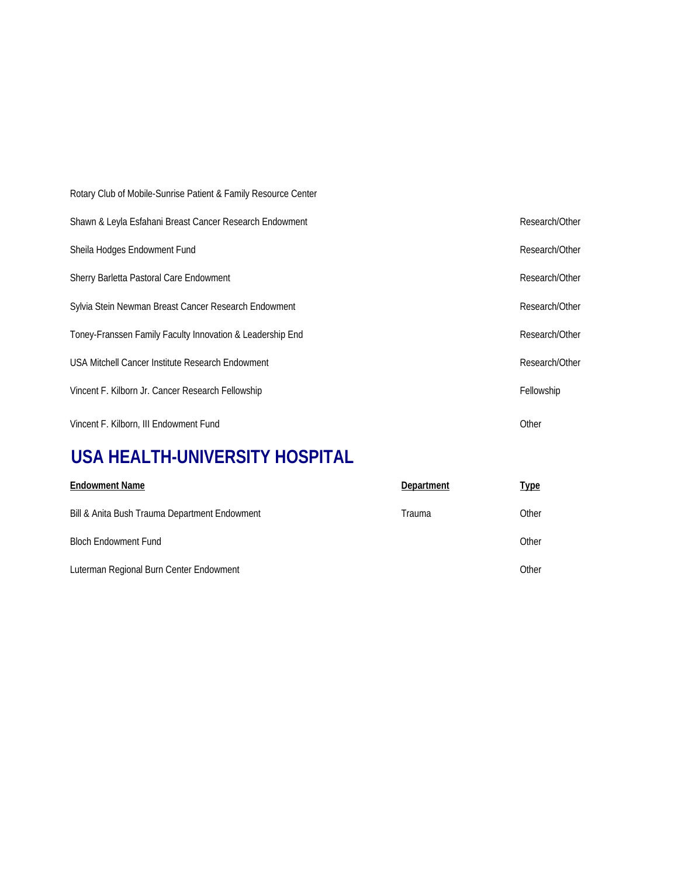| | | |
|---|---|---|
| Rotary Club of Mobile-Sunrise Patient & Family Resource Center | | |
| Shawn & Leyla Esfahani Breast Cancer Research Endowment | | Research/Other |
| Sheila Hodges Endowment Fund | | Research/Other |
| Sherry Barletta Pastoral Care Endowment | | Research/Other |
| Sylvia Stein Newman Breast Cancer Research Endowment | | Research/Other |
| Toney-Franssen Family Faculty Innovation & Leadership End | | Research/Other |
| USA Mitchell Cancer Institute Research Endowment | | Research/Other |
| Vincent F. Kilborn Jr. Cancer Research Fellowship | | Fellowship |
| Vincent F. Kilborn, III Endowment Fund | | Other |

## USA HEALTH-UNIVERSITY HOSPITAL

| Endowment Name | Department | Type |
|---|---|---|
| Bill & Anita Bush Trauma Department Endowment | Trauma | Other |
| Bloch Endowment Fund | | Other |
| Luterman Regional Burn Center Endowment | | Other |